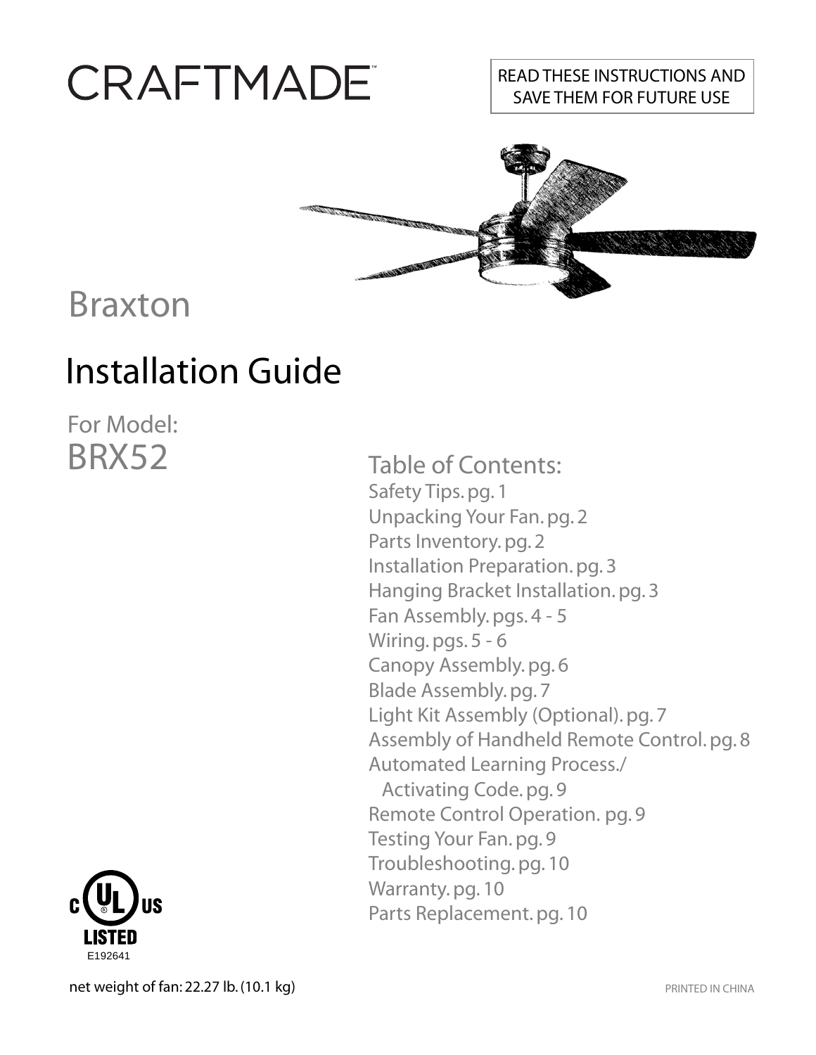# CRAFTMADE™

READ THESE INSTRUCTIONS AND SAVE THEM FOR FUTURE USE

## Braxton

# Installation Guide

For Model:
BRX52

## Table of Contents:

Safety Tips. pg. 1
Unpacking Your Fan. pg. 2
Parts Inventory. pg. 2
Installation Preparation. pg. 3
Hanging Bracket Installation. pg. 3
Fan Assembly. pgs. 4 - 5
Wiring. pgs. 5 - 6
Canopy Assembly. pg. 6
Blade Assembly. pg. 7
Light Kit Assembly (Optional). pg. 7
Assembly of Handheld Remote Control. pg. 8
Automated Learning Process./
  Activating Code. pg. 9
Remote Control Operation. pg. 9
Testing Your Fan. pg. 9
Troubleshooting. pg. 10
Warranty. pg. 10
Parts Replacement. pg. 10

c UL us LISTED
E192641

net weight of fan: 22.27 lb. (10.1 kg)

PRINTED IN CHINA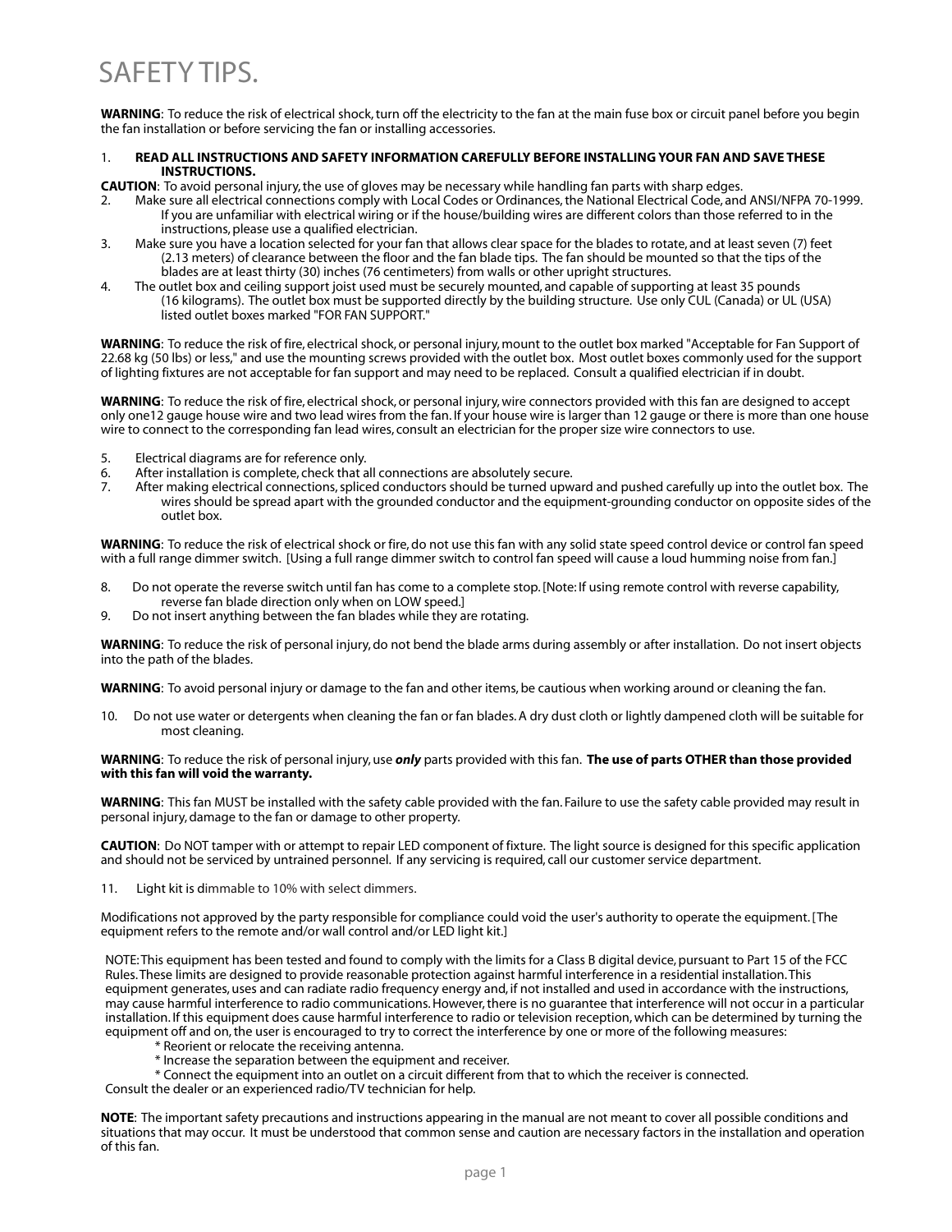# SAFETY TIPS.

**WARNING**: To reduce the risk of electrical shock, turn off the electricity to the fan at the main fuse box or circuit panel before you begin the fan installation or before servicing the fan or installing accessories.

1. **READ ALL INSTRUCTIONS AND SAFETY INFORMATION CAREFULLY BEFORE INSTALLING YOUR FAN AND SAVE THESE INSTRUCTIONS.**

**CAUTION**: To avoid personal injury, the use of gloves may be necessary while handling fan parts with sharp edges.

2. Make sure all electrical connections comply with Local Codes or Ordinances, the National Electrical Code, and ANSI/NFPA 70-1999. If you are unfamiliar with electrical wiring or if the house/building wires are different colors than those referred to in the instructions, please use a qualified electrician.
3. Make sure you have a location selected for your fan that allows clear space for the blades to rotate, and at least seven (7) feet (2.13 meters) of clearance between the floor and the fan blade tips. The fan should be mounted so that the tips of the blades are at least thirty (30) inches (76 centimeters) from walls or other upright structures.
4. The outlet box and ceiling support joist used must be securely mounted, and capable of supporting at least 35 pounds (16 kilograms). The outlet box must be supported directly by the building structure. Use only CUL (Canada) or UL (USA) listed outlet boxes marked "FOR FAN SUPPORT."

**WARNING**: To reduce the risk of fire, electrical shock, or personal injury, mount to the outlet box marked "Acceptable for Fan Support of 22.68 kg (50 lbs) or less," and use the mounting screws provided with the outlet box. Most outlet boxes commonly used for the support of lighting fixtures are not acceptable for fan support and may need to be replaced. Consult a qualified electrician if in doubt.

**WARNING**: To reduce the risk of fire, electrical shock, or personal injury, wire connectors provided with this fan are designed to accept only one12 gauge house wire and two lead wires from the fan. If your house wire is larger than 12 gauge or there is more than one house wire to connect to the corresponding fan lead wires, consult an electrician for the proper size wire connectors to use.

5. Electrical diagrams are for reference only.
6. After installation is complete, check that all connections are absolutely secure.
7. After making electrical connections, spliced conductors should be turned upward and pushed carefully up into the outlet box. The wires should be spread apart with the grounded conductor and the equipment-grounding conductor on opposite sides of the outlet box.

**WARNING**: To reduce the risk of electrical shock or fire, do not use this fan with any solid state speed control device or control fan speed with a full range dimmer switch. [Using a full range dimmer switch to control fan speed will cause a loud humming noise from fan.]

8. Do not operate the reverse switch until fan has come to a complete stop. [Note: If using remote control with reverse capability, reverse fan blade direction only when on LOW speed.]
9. Do not insert anything between the fan blades while they are rotating.

**WARNING**: To reduce the risk of personal injury, do not bend the blade arms during assembly or after installation. Do not insert objects into the path of the blades.

**WARNING**: To avoid personal injury or damage to the fan and other items, be cautious when working around or cleaning the fan.

10. Do not use water or detergents when cleaning the fan or fan blades. A dry dust cloth or lightly dampened cloth will be suitable for most cleaning.

**WARNING**: To reduce the risk of personal injury, use ***only*** parts provided with this fan. **The use of parts OTHER than those provided with this fan will void the warranty.**

**WARNING**: This fan MUST be installed with the safety cable provided with the fan. Failure to use the safety cable provided may result in personal injury, damage to the fan or damage to other property.

**CAUTION**: Do NOT tamper with or attempt to repair LED component of fixture. The light source is designed for this specific application and should not be serviced by untrained personnel. If any servicing is required, call our customer service department.

11. Light kit is dimmable to 10% with select dimmers.

Modifications not approved by the party responsible for compliance could void the user's authority to operate the equipment. [The equipment refers to the remote and/or wall control and/or LED light kit.]

NOTE: This equipment has been tested and found to comply with the limits for a Class B digital device, pursuant to Part 15 of the FCC Rules. These limits are designed to provide reasonable protection against harmful interference in a residential installation. This equipment generates, uses and can radiate radio frequency energy and, if not installed and used in accordance with the instructions, may cause harmful interference to radio communications. However, there is no guarantee that interference will not occur in a particular installation. If this equipment does cause harmful interference to radio or television reception, which can be determined by turning the equipment off and on, the user is encouraged to try to correct the interference by one or more of the following measures:

* Reorient or relocate the receiving antenna.
* Increase the separation between the equipment and receiver.
* Connect the equipment into an outlet on a circuit different from that to which the receiver is connected.

Consult the dealer or an experienced radio/TV technician for help.

**NOTE**: The important safety precautions and instructions appearing in the manual are not meant to cover all possible conditions and situations that may occur. It must be understood that common sense and caution are necessary factors in the installation and operation of this fan.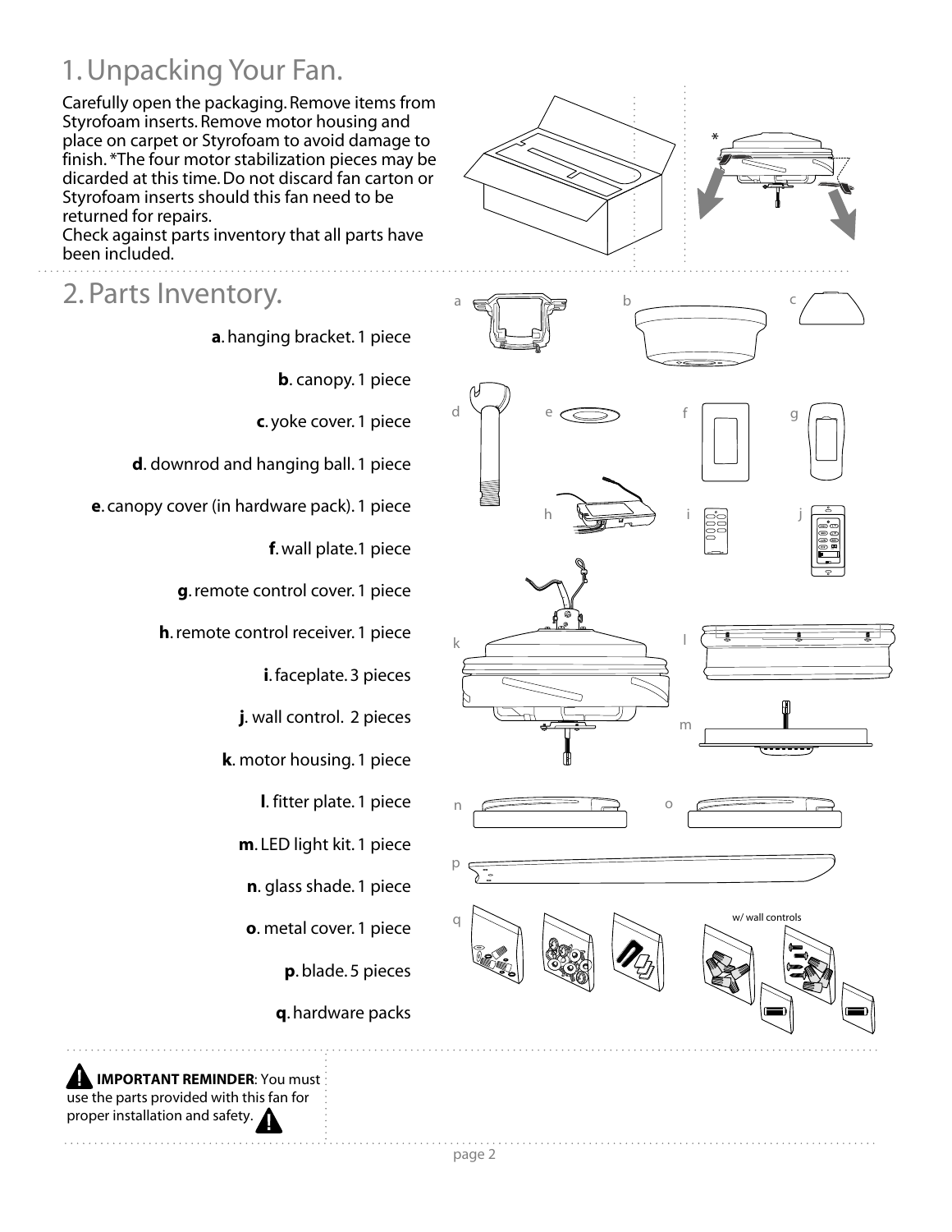# 1. Unpacking Your Fan.

Carefully open the packaging. Remove items from Styrofoam inserts. Remove motor housing and place on carpet or Styrofoam to avoid damage to finish. *The four motor stabilization pieces may be discarded at this time. Do not discard fan carton or Styrofoam inserts should this fan need to be returned for repairs.
Check against parts inventory that all parts have been included.

# 2. Parts Inventory.

**a**. hanging bracket. 1 piece

**b**. canopy. 1 piece

**c**. yoke cover. 1 piece

**d**. downrod and hanging ball. 1 piece

**e**. canopy cover (in hardware pack). 1 piece

**f**. wall plate.1 piece

**g**. remote control cover. 1 piece

**h**. remote control receiver. 1 piece

**i**. faceplate. 3 pieces

**j**. wall control. 2 pieces

**k**. motor housing. 1 piece

**l**. fitter plate. 1 piece

**m**. LED light kit. 1 piece

**n**. glass shade. 1 piece

**o**. metal cover. 1 piece

**p**. blade. 5 pieces

**q**. hardware packs

w/ wall controls

**IMPORTANT REMINDER**: You must use the parts provided with this fan for proper installation and safety.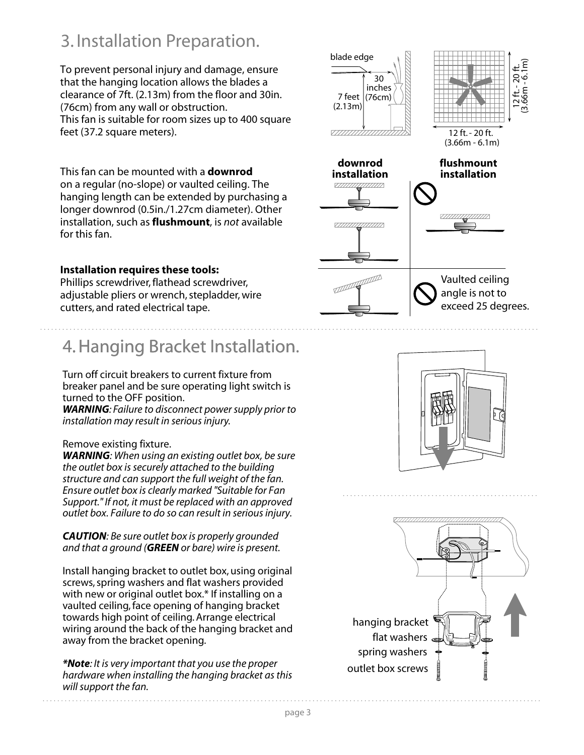## 3. Installation Preparation.

To prevent personal injury and damage, ensure that the hanging location allows the blades a clearance of 7ft. (2.13m) from the floor and 30in. (76cm) from any wall or obstruction.
This fan is suitable for room sizes up to 400 square feet (37.2 square meters).

blade edge

30 inches (76cm)

7 feet (2.13m)

12 ft. - 20 ft. (3.66m - 6.1m)

12 ft. - 20 ft. (3.66m - 6.1m)

This fan can be mounted with a **downrod** on a regular (no-slope) or vaulted ceiling. The hanging length can be extended by purchasing a longer downrod (0.5in./1.27cm diameter). Other installation, such as **flushmount**, is *not* available for this fan.

**downrod installation**

**flushmount installation**

Vaulted ceiling angle is not to exceed 25 degrees.

**Installation requires these tools:**
Phillips screwdriver, flathead screwdriver, adjustable pliers or wrench, stepladder, wire cutters, and rated electrical tape.

## 4. Hanging Bracket Installation.

Turn off circuit breakers to current fixture from breaker panel and be sure operating light switch is turned to the OFF position.
***WARNING**: Failure to disconnect power supply prior to installation may result in serious injury.*

Remove existing fixture.
***WARNING**: When using an existing outlet box, be sure the outlet box is securely attached to the building structure and can support the full weight of the fan. Ensure outlet box is clearly marked "Suitable for Fan Support." If not, it must be replaced with an approved outlet box. Failure to do so can result in serious injury.*

***CAUTION**: Be sure outlet box is properly grounded and that a ground (**GREEN** or bare) wire is present.*

Install hanging bracket to outlet box, using original screws, spring washers and flat washers provided with new or original outlet box.* If installing on a vaulted ceiling, face opening of hanging bracket towards high point of ceiling. Arrange electrical wiring around the back of the hanging bracket and away from the bracket opening.

***Note**: It is very important that you use the proper hardware when installing the hanging bracket as this will support the fan.*

hanging bracket

flat washers

spring washers

outlet box screws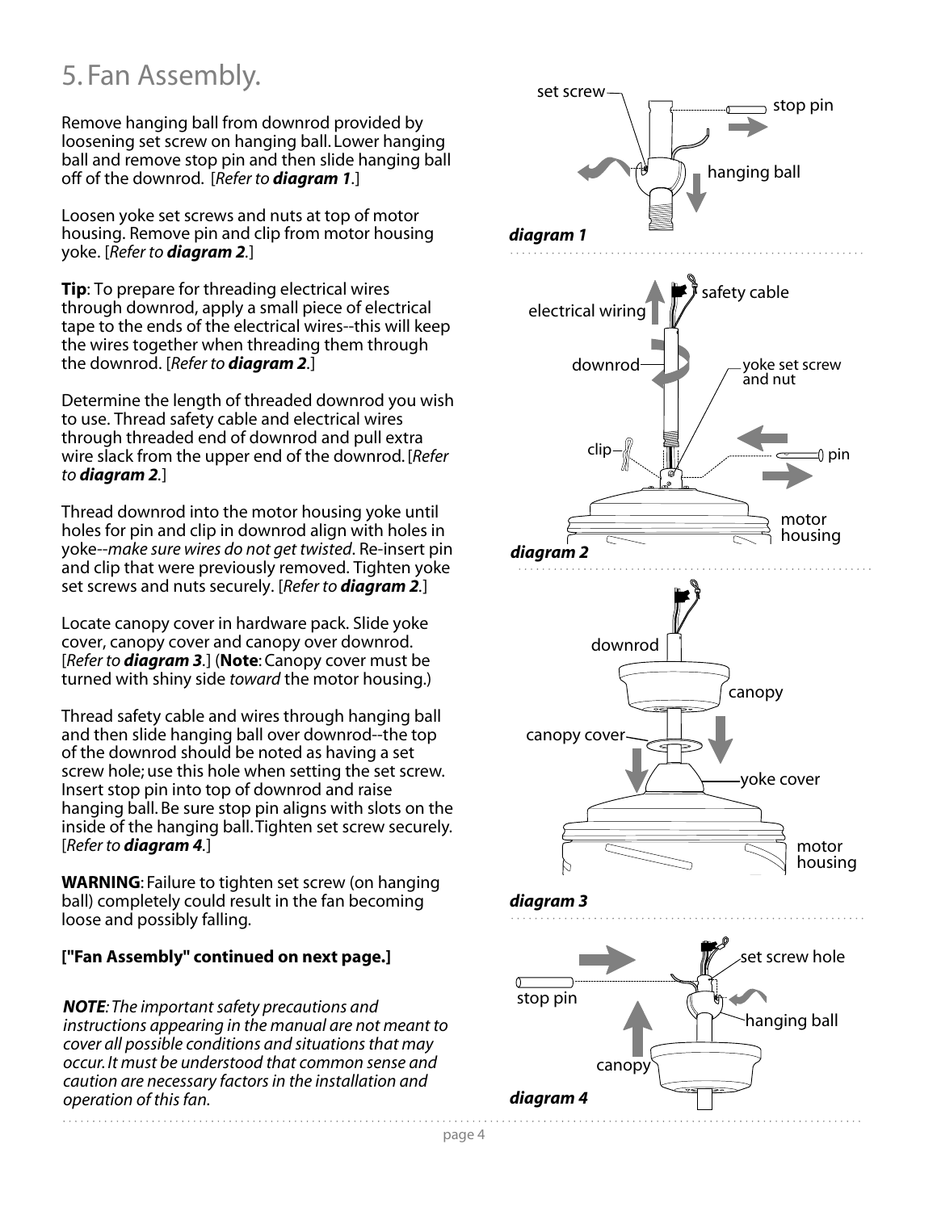# 5. Fan Assembly.

Remove hanging ball from downrod provided by loosening set screw on hanging ball. Lower hanging ball and remove stop pin and then slide hanging ball off of the downrod. [*Refer to **diagram 1***.]

Loosen yoke set screws and nuts at top of motor housing. Remove pin and clip from motor housing yoke. [*Refer to **diagram 2***.]

**Tip**: To prepare for threading electrical wires through downrod, apply a small piece of electrical tape to the ends of the electrical wires--this will keep the wires together when threading them through the downrod. [*Refer to **diagram 2***.]

Determine the length of threaded downrod you wish to use. Thread safety cable and electrical wires through threaded end of downrod and pull extra wire slack from the upper end of the downrod. [*Refer to **diagram 2***.]

Thread downrod into the motor housing yoke until holes for pin and clip in downrod align with holes in yoke--*make sure wires do not get twisted*. Re-insert pin and clip that were previously removed. Tighten yoke set screws and nuts securely. [*Refer to **diagram 2***.]

Locate canopy cover in hardware pack. Slide yoke cover, canopy cover and canopy over downrod. [*Refer to **diagram 3***.] (**Note**: Canopy cover must be turned with shiny side *toward* the motor housing.)

Thread safety cable and wires through hanging ball and then slide hanging ball over downrod--the top of the downrod should be noted as having a set screw hole; use this hole when setting the set screw. Insert stop pin into top of downrod and raise hanging ball. Be sure stop pin aligns with slots on the inside of the hanging ball. Tighten set screw securely. [*Refer to **diagram 4***.]

**WARNING**: Failure to tighten set screw (on hanging ball) completely could result in the fan becoming loose and possibly falling.

**["Fan Assembly" continued on next page.]**

***NOTE**: The important safety precautions and instructions appearing in the manual are not meant to cover all possible conditions and situations that may occur. It must be understood that common sense and caution are necessary factors in the installation and operation of this fan.*

***diagram 1***

***diagram 2***

***diagram 3***

***diagram 4***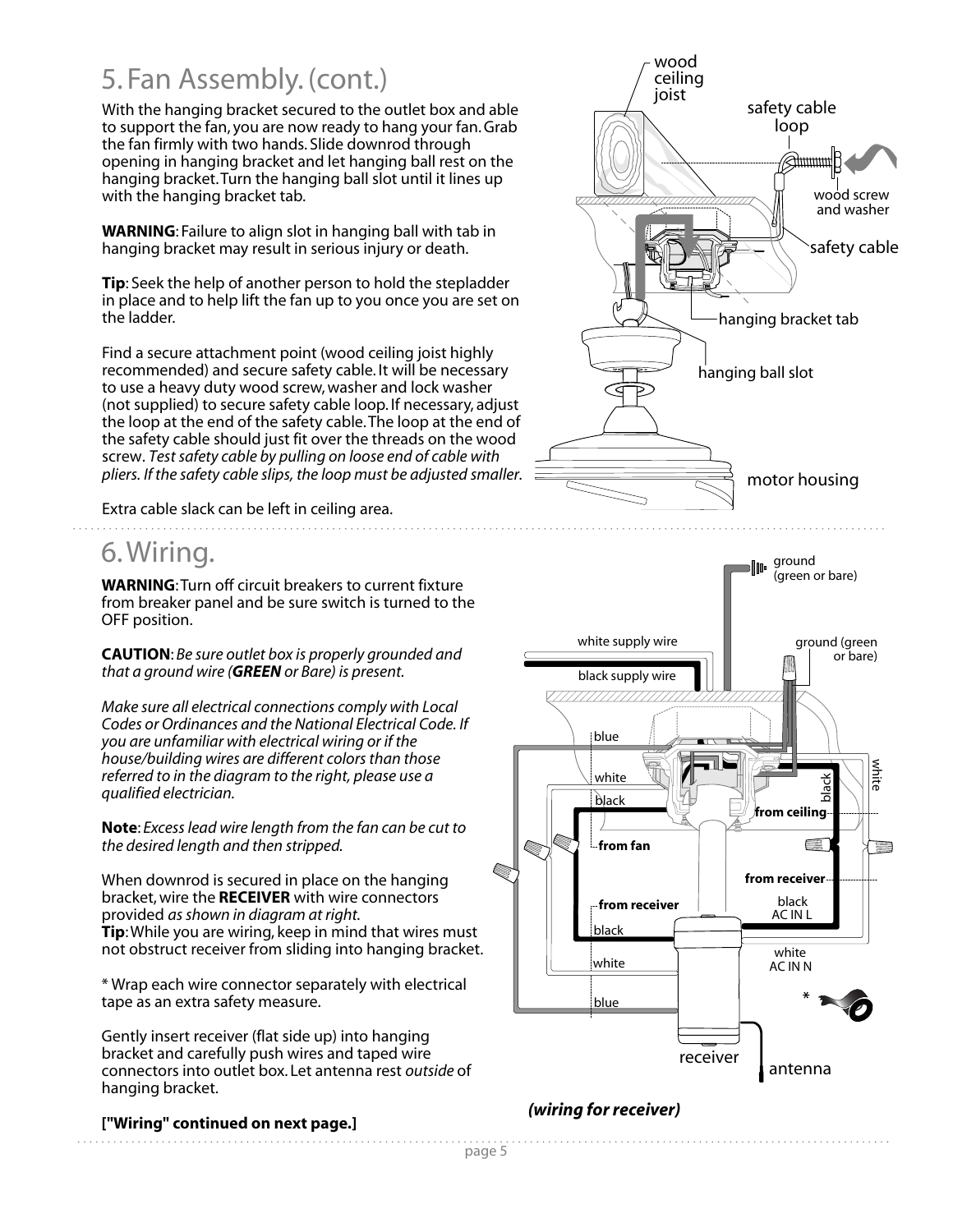# 5. Fan Assembly. (cont.)

With the hanging bracket secured to the outlet box and able to support the fan, you are now ready to hang your fan. Grab the fan firmly with two hands. Slide downrod through opening in hanging bracket and let hanging ball rest on the hanging bracket. Turn the hanging ball slot until it lines up with the hanging bracket tab.

**WARNING**: Failure to align slot in hanging ball with tab in hanging bracket may result in serious injury or death.

**Tip**: Seek the help of another person to hold the stepladder in place and to help lift the fan up to you once you are set on the ladder.

Find a secure attachment point (wood ceiling joist highly recommended) and secure safety cable. It will be necessary to use a heavy duty wood screw, washer and lock washer (not supplied) to secure safety cable loop. If necessary, adjust the loop at the end of the safety cable. The loop at the end of the safety cable should just fit over the threads on the wood screw. *Test safety cable by pulling on loose end of cable with pliers. If the safety cable slips, the loop must be adjusted smaller.*

Extra cable slack can be left in ceiling area.

# 6. Wiring.

**WARNING**: Turn off circuit breakers to current fixture from breaker panel and be sure switch is turned to the OFF position.

**CAUTION**: *Be sure outlet box is properly grounded and that a ground wire (**GREEN** or Bare) is present.*

*Make sure all electrical connections comply with Local Codes or Ordinances and the National Electrical Code. If you are unfamiliar with electrical wiring or if the house/building wires are different colors than those referred to in the diagram to the right, please use a qualified electrician.*

**Note**: *Excess lead wire length from the fan can be cut to the desired length and then stripped.*

When downrod is secured in place on the hanging bracket, wire the **RECEIVER** with wire connectors provided *as shown in diagram at right.*
**Tip**: While you are wiring, keep in mind that wires must not obstruct receiver from sliding into hanging bracket.

* Wrap each wire connector separately with electrical tape as an extra safety measure.

Gently insert receiver (flat side up) into hanging bracket and carefully push wires and taped wire connectors into outlet box. Let antenna rest *outside* of hanging bracket.

***(wiring for receiver)***

**["Wiring" continued on next page.]**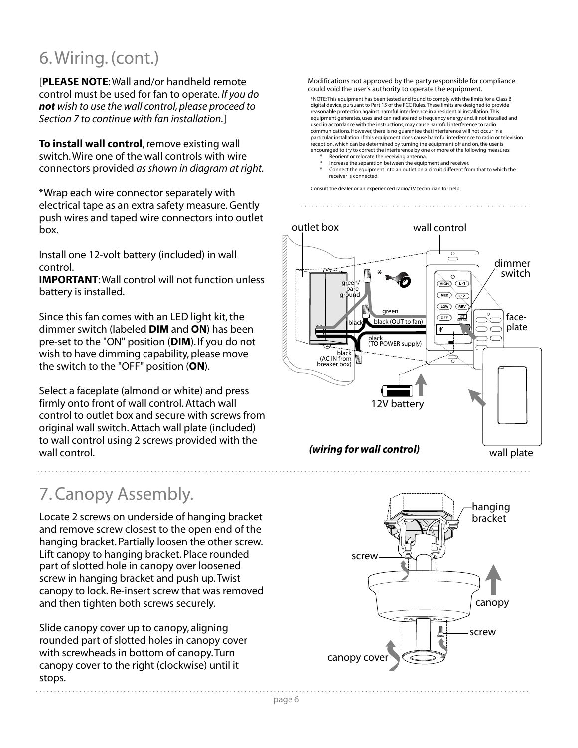## 6. Wiring. (cont.)

[**PLEASE NOTE**: Wall and/or handheld remote control must be used for fan to operate. *If you do **not** wish to use the wall control, please proceed to Section 7 to continue with fan installation.*]

**To install wall control**, remove existing wall switch. Wire one of the wall controls with wire connectors provided *as shown in diagram at right*.

*Wrap each wire connector separately with electrical tape as an extra safety measure. Gently push wires and taped wire connectors into outlet box.

Install one 12-volt battery (included) in wall control.
**IMPORTANT**: Wall control will not function unless battery is installed.

Since this fan comes with an LED light kit, the dimmer switch (labeled **DIM** and **ON**) has been pre-set to the "ON" position (**DIM**). If you do not wish to have dimming capability, please move the switch to the "OFF" position (**ON**).

Select a faceplate (almond or white) and press firmly onto front of wall control. Attach wall control to outlet box and secure with screws from original wall switch. Attach wall plate (included) to wall control using 2 screws provided with the wall control.

Modifications not approved by the party responsible for compliance could void the user's authority to operate the equipment.

*NOTE: This equipment has been tested and found to comply with the limits for a Class B digital device, pursuant to Part 15 of the FCC Rules. These limits are designed to provide reasonable protection against harmful interference in a residential installation. This equipment generates, uses and can radiate radio frequency energy and, if not installed and used in accordance with the instructions, may cause harmful interference to radio communications. However, there is no guarantee that interference will not occur in a particular installation. If this equipment does cause harmful interference to radio or television reception, which can be determined by turning the equipment off and on, the user is encouraged to try to correct the interference by one or more of the following measures:

* Reorient or relocate the receiving antenna.
* Increase the separation between the equipment and receiver.
* Connect the equipment into an outlet on a circuit different from that to which the receiver is connected.

Consult the dealer or an experienced radio/TV technician for help.

outlet box, wall control, dimmer switch, face-plate, green/bare ground, green, black, black (OUT to fan), black (TO POWER supply), black (AC IN from breaker box), 12V battery, wall plate

*(wiring for wall control)*

## 7. Canopy Assembly.

Locate 2 screws on underside of hanging bracket and remove screw closest to the open end of the hanging bracket. Partially loosen the other screw. Lift canopy to hanging bracket. Place rounded part of slotted hole in canopy over loosened screw in hanging bracket and push up. Twist canopy to lock. Re-insert screw that was removed and then tighten both screws securely.

Slide canopy cover up to canopy, aligning rounded part of slotted holes in canopy cover with screwheads in bottom of canopy. Turn canopy cover to the right (clockwise) until it stops.

hanging bracket, screw, canopy, screw, canopy cover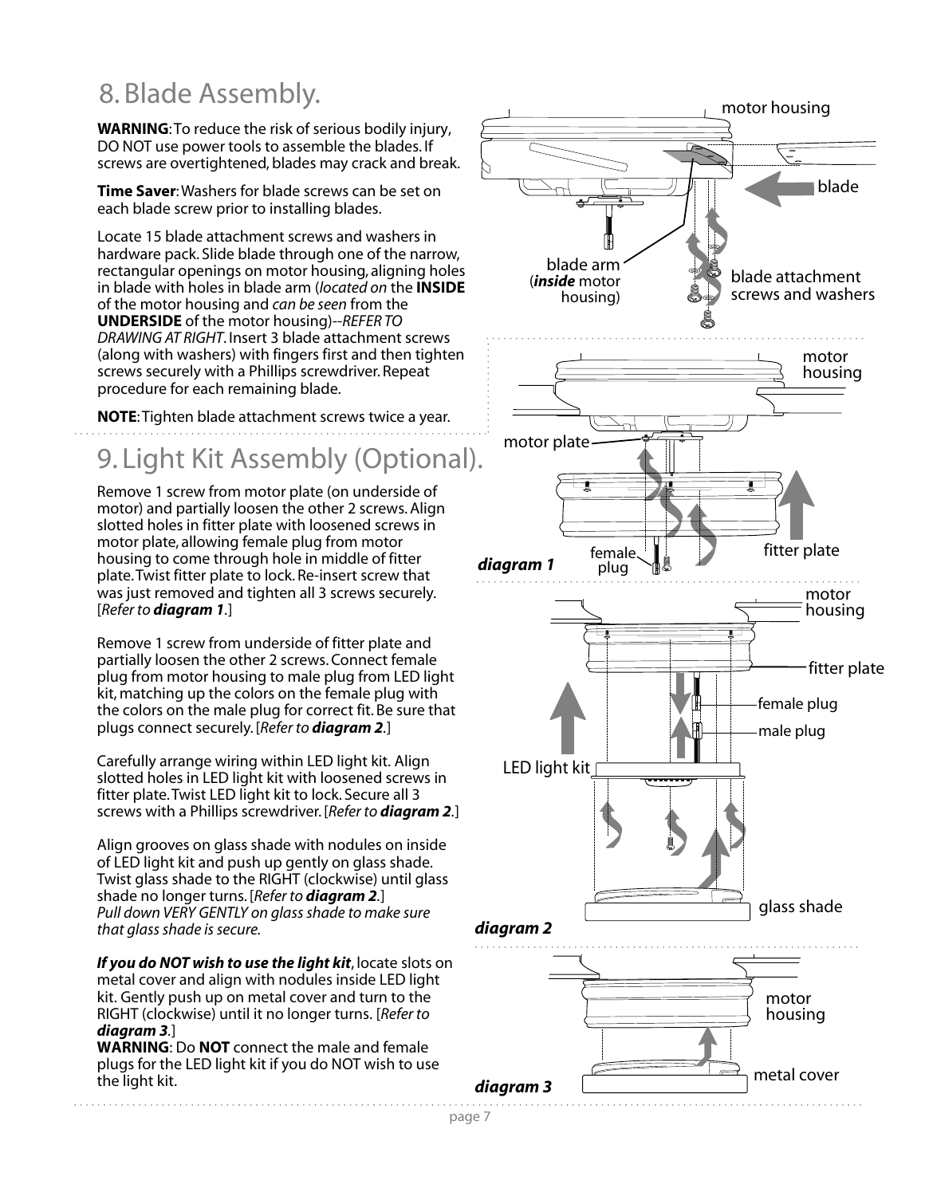## 8. Blade Assembly.

**WARNING**: To reduce the risk of serious bodily injury, DO NOT use power tools to assemble the blades. If screws are overtightened, blades may crack and break.

**Time Saver**: Washers for blade screws can be set on each blade screw prior to installing blades.

Locate 15 blade attachment screws and washers in hardware pack. Slide blade through one of the narrow, rectangular openings on motor housing, aligning holes in blade with holes in blade arm (*located on* the **INSIDE** of the motor housing and *can be seen* from the **UNDERSIDE** of the motor housing)--*REFER TO DRAWING AT RIGHT*. Insert 3 blade attachment screws (along with washers) with fingers first and then tighten screws securely with a Phillips screwdriver. Repeat procedure for each remaining blade.

**NOTE**: Tighten blade attachment screws twice a year.

## 9. Light Kit Assembly (Optional).

Remove 1 screw from motor plate (on underside of motor) and partially loosen the other 2 screws. Align slotted holes in fitter plate with loosened screws in motor plate, allowing female plug from motor housing to come through hole in middle of fitter plate. Twist fitter plate to lock. Re-insert screw that was just removed and tighten all 3 screws securely. [*Refer to **diagram 1***.]

Remove 1 screw from underside of fitter plate and partially loosen the other 2 screws. Connect female plug from motor housing to male plug from LED light kit, matching up the colors on the female plug with the colors on the male plug for correct fit. Be sure that plugs connect securely. [*Refer to **diagram 2***.]

Carefully arrange wiring within LED light kit. Align slotted holes in LED light kit with loosened screws in fitter plate. Twist LED light kit to lock. Secure all 3 screws with a Phillips screwdriver. [*Refer to **diagram 2***.]

Align grooves on glass shade with nodules on inside of LED light kit and push up gently on glass shade. Twist glass shade to the RIGHT (clockwise) until glass shade no longer turns. [*Refer to **diagram 2***.]
*Pull down VERY GENTLY on glass shade to make sure that glass shade is secure.*

***If you do NOT wish to use the light kit***, locate slots on metal cover and align with nodules inside LED light kit. Gently push up on metal cover and turn to the RIGHT (clockwise) until it no longer turns. [*Refer to **diagram 3***.]
**WARNING**: Do **NOT** connect the male and female plugs for the LED light kit if you do NOT wish to use the light kit.

motor housing
blade
blade arm (***inside*** motor housing)
blade attachment screws and washers

motor housing
motor plate
female plug
fitter plate
***diagram 1***

motor housing
fitter plate
female plug
male plug
LED light kit
glass shade
***diagram 2***

motor housing
metal cover
***diagram 3***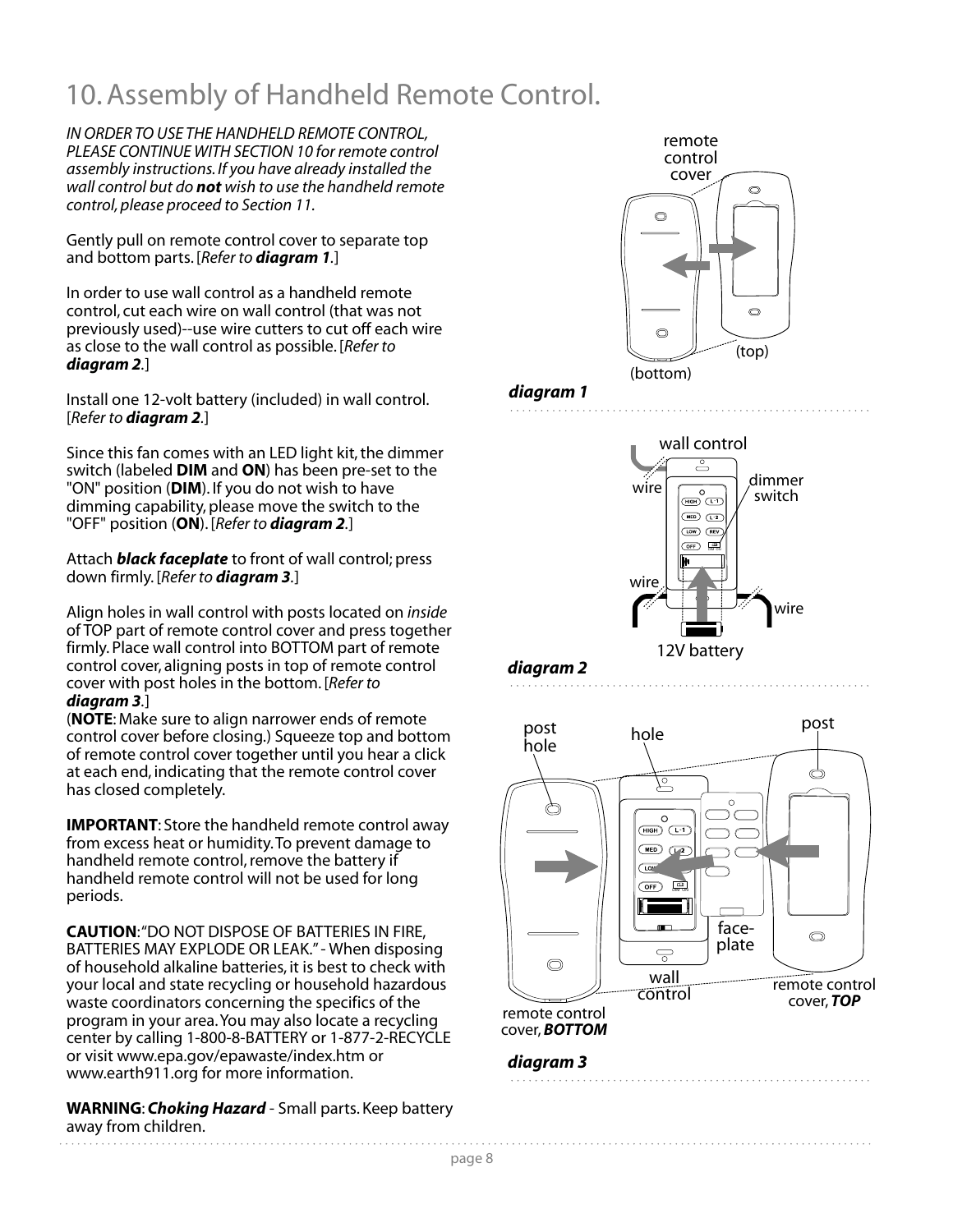# 10. Assembly of Handheld Remote Control.

*IN ORDER TO USE THE HANDHELD REMOTE CONTROL, PLEASE CONTINUE WITH SECTION 10 for remote control assembly instructions. If you have already installed the wall control but do **not** wish to use the handheld remote control, please proceed to Section 11.*

Gently pull on remote control cover to separate top and bottom parts. [*Refer to **diagram 1**.*]

In order to use wall control as a handheld remote control, cut each wire on wall control (that was not previously used)--use wire cutters to cut off each wire as close to the wall control as possible. [*Refer to **diagram 2**.*]

Install one 12-volt battery (included) in wall control. [*Refer to **diagram 2**.*]

Since this fan comes with an LED light kit, the dimmer switch (labeled **DIM** and **ON**) has been pre-set to the "ON" position (**DIM**). If you do not wish to have dimming capability, please move the switch to the "OFF" position (**ON**). [*Refer to **diagram 2**.*]

Attach ***black faceplate*** to front of wall control; press down firmly. [*Refer to **diagram 3**.*]

Align holes in wall control with posts located on *inside* of TOP part of remote control cover and press together firmly. Place wall control into BOTTOM part of remote control cover, aligning posts in top of remote control cover with post holes in the bottom. [*Refer to **diagram 3**.*]
(**NOTE**: Make sure to align narrower ends of remote control cover before closing.) Squeeze top and bottom of remote control cover together until you hear a click at each end, indicating that the remote control cover has closed completely.

**IMPORTANT**: Store the handheld remote control away from excess heat or humidity. To prevent damage to handheld remote control, remove the battery if handheld remote control will not be used for long periods.

**CAUTION**: "DO NOT DISPOSE OF BATTERIES IN FIRE, BATTERIES MAY EXPLODE OR LEAK." - When disposing of household alkaline batteries, it is best to check with your local and state recycling or household hazardous waste coordinators concerning the specifics of the program in your area. You may also locate a recycling center by calling 1-800-8-BATTERY or 1-877-2-RECYCLE or visit www.epa.gov/epawaste/index.htm or www.earth911.org for more information.

**WARNING**: ***Choking Hazard*** - Small parts. Keep battery away from children.

remote control cover (bottom) (top)

***diagram 1***

wall control, wire, dimmer switch, wire, wire, 12V battery

***diagram 2***

post hole, hole, post, face-plate, wall control, remote control cover, ***BOTTOM***, remote control cover, ***TOP***

***diagram 3***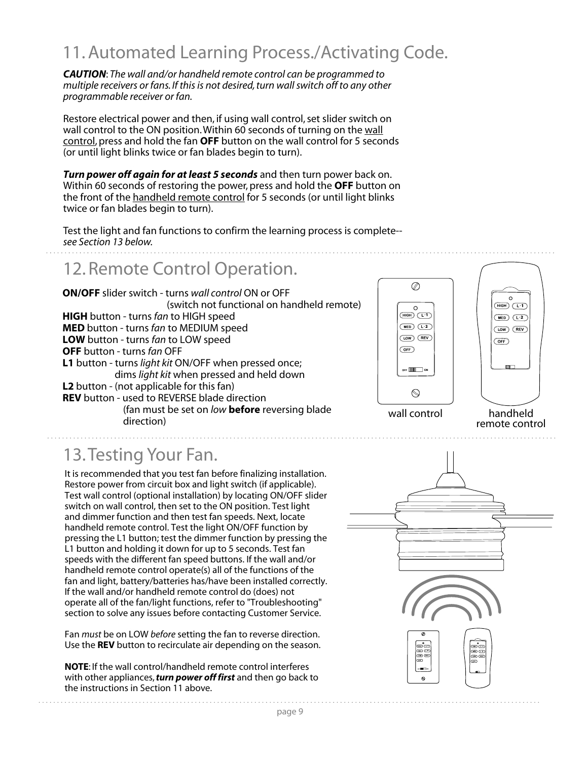## 11. Automated Learning Process./Activating Code.

***CAUTION***: *The wall and/or handheld remote control can be programmed to multiple receivers or fans. If this is not desired, turn wall switch off to any other programmable receiver or fan.*

Restore electrical power and then, if using wall control, set slider switch on wall control to the ON position. Within 60 seconds of turning on the wall control, press and hold the fan **OFF** button on the wall control for 5 seconds (or until light blinks twice or fan blades begin to turn).

***Turn power off again for at least 5 seconds*** and then turn power back on. Within 60 seconds of restoring the power, press and hold the **OFF** button on the front of the handheld remote control for 5 seconds (or until light blinks twice or fan blades begin to turn).

Test the light and fan functions to confirm the learning process is complete-- *see Section 13 below.*

## 12. Remote Control Operation.

**ON/OFF** slider switch - turns *wall control* ON or OFF (switch not functional on handheld remote)
**HIGH** button - turns *fan* to HIGH speed
**MED** button - turns *fan* to MEDIUM speed
**LOW** button - turns *fan* to LOW speed
**OFF** button - turns *fan* OFF
**L1** button - turns *light kit* ON/OFF when pressed once; dims *light kit* when pressed and held down
**L2** button - (not applicable for this fan)
**REV** button - used to REVERSE blade direction (fan must be set on *low* **before** reversing blade direction)

wall control

handheld remote control

## 13. Testing Your Fan.

It is recommended that you test fan before finalizing installation. Restore power from circuit box and light switch (if applicable). Test wall control (optional installation) by locating ON/OFF slider switch on wall control, then set to the ON position. Test light and dimmer function and then test fan speeds. Next, locate handheld remote control. Test the light ON/OFF function by pressing the L1 button; test the dimmer function by pressing the L1 button and holding it down for up to 5 seconds. Test fan speeds with the different fan speed buttons. If the wall and/or handheld remote control operate(s) all of the functions of the fan and light, battery/batteries has/have been installed correctly. If the wall and/or handheld remote control do (does) not operate all of the fan/light functions, refer to "Troubleshooting" section to solve any issues before contacting Customer Service.

Fan *must* be on LOW *before* setting the fan to reverse direction. Use the **REV** button to recirculate air depending on the season.

**NOTE**: If the wall control/handheld remote control interferes with other appliances, ***turn power off first*** and then go back to the instructions in Section 11 above.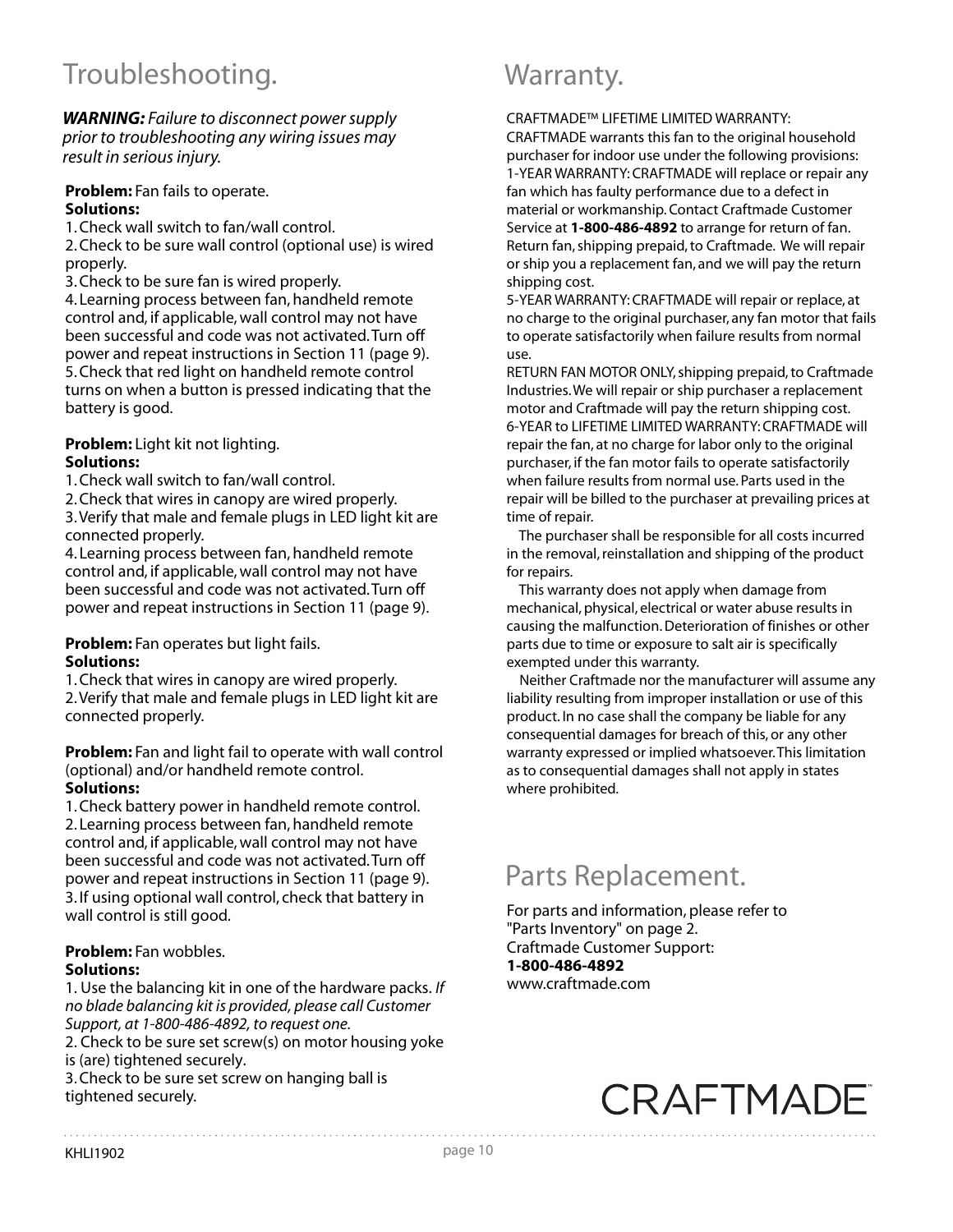# Troubleshooting.

***WARNING:*** *Failure to disconnect power supply prior to troubleshooting any wiring issues may result in serious injury.*

**Problem:** Fan fails to operate.
**Solutions:**
1. Check wall switch to fan/wall control.
2. Check to be sure wall control (optional use) is wired properly.
3. Check to be sure fan is wired properly.
4. Learning process between fan, handheld remote control and, if applicable, wall control may not have been successful and code was not activated. Turn off power and repeat instructions in Section 11 (page 9).
5. Check that red light on handheld remote control turns on when a button is pressed indicating that the battery is good.

**Problem:** Light kit not lighting.
**Solutions:**
1. Check wall switch to fan/wall control.
2. Check that wires in canopy are wired properly.
3. Verify that male and female plugs in LED light kit are connected properly.
4. Learning process between fan, handheld remote control and, if applicable, wall control may not have been successful and code was not activated. Turn off power and repeat instructions in Section 11 (page 9).

**Problem:** Fan operates but light fails.
**Solutions:**
1. Check that wires in canopy are wired properly.
2. Verify that male and female plugs in LED light kit are connected properly.

**Problem:** Fan and light fail to operate with wall control (optional) and/or handheld remote control.
**Solutions:**
1. Check battery power in handheld remote control.
2. Learning process between fan, handheld remote control and, if applicable, wall control may not have been successful and code was not activated. Turn off power and repeat instructions in Section 11 (page 9).
3. If using optional wall control, check that battery in wall control is still good.

**Problem:** Fan wobbles.
**Solutions:**
1. Use the balancing kit in one of the hardware packs. *If no blade balancing kit is provided, please call Customer Support, at 1-800-486-4892, to request one.*
2. Check to be sure set screw(s) on motor housing yoke is (are) tightened securely.
3. Check to be sure set screw on hanging ball is tightened securely.

# Warranty.

CRAFTMADE™ LIFETIME LIMITED WARRANTY:
CRAFTMADE warrants this fan to the original household purchaser for indoor use under the following provisions:
1-YEAR WARRANTY: CRAFTMADE will replace or repair any fan which has faulty performance due to a defect in material or workmanship. Contact Craftmade Customer Service at **1-800-486-4892** to arrange for return of fan. Return fan, shipping prepaid, to Craftmade. We will repair or ship you a replacement fan, and we will pay the return shipping cost.
5-YEAR WARRANTY: CRAFTMADE will repair or replace, at no charge to the original purchaser, any fan motor that fails to operate satisfactorily when failure results from normal use.
RETURN FAN MOTOR ONLY, shipping prepaid, to Craftmade Industries. We will repair or ship purchaser a replacement motor and Craftmade will pay the return shipping cost.
6-YEAR to LIFETIME LIMITED WARRANTY: CRAFTMADE will repair the fan, at no charge for labor only to the original purchaser, if the fan motor fails to operate satisfactorily when failure results from normal use. Parts used in the repair will be billed to the purchaser at prevailing prices at time of repair.

The purchaser shall be responsible for all costs incurred in the removal, reinstallation and shipping of the product for repairs.

This warranty does not apply when damage from mechanical, physical, electrical or water abuse results in causing the malfunction. Deterioration of finishes or other parts due to time or exposure to salt air is specifically exempted under this warranty.

Neither Craftmade nor the manufacturer will assume any liability resulting from improper installation or use of this product. In no case shall the company be liable for any consequential damages for breach of this, or any other warranty expressed or implied whatsoever. This limitation as to consequential damages shall not apply in states where prohibited.

# Parts Replacement.

For parts and information, please refer to "Parts Inventory" on page 2.
Craftmade Customer Support:
**1-800-486-4892**
www.craftmade.com

CRAFTMADE™

KHLI1902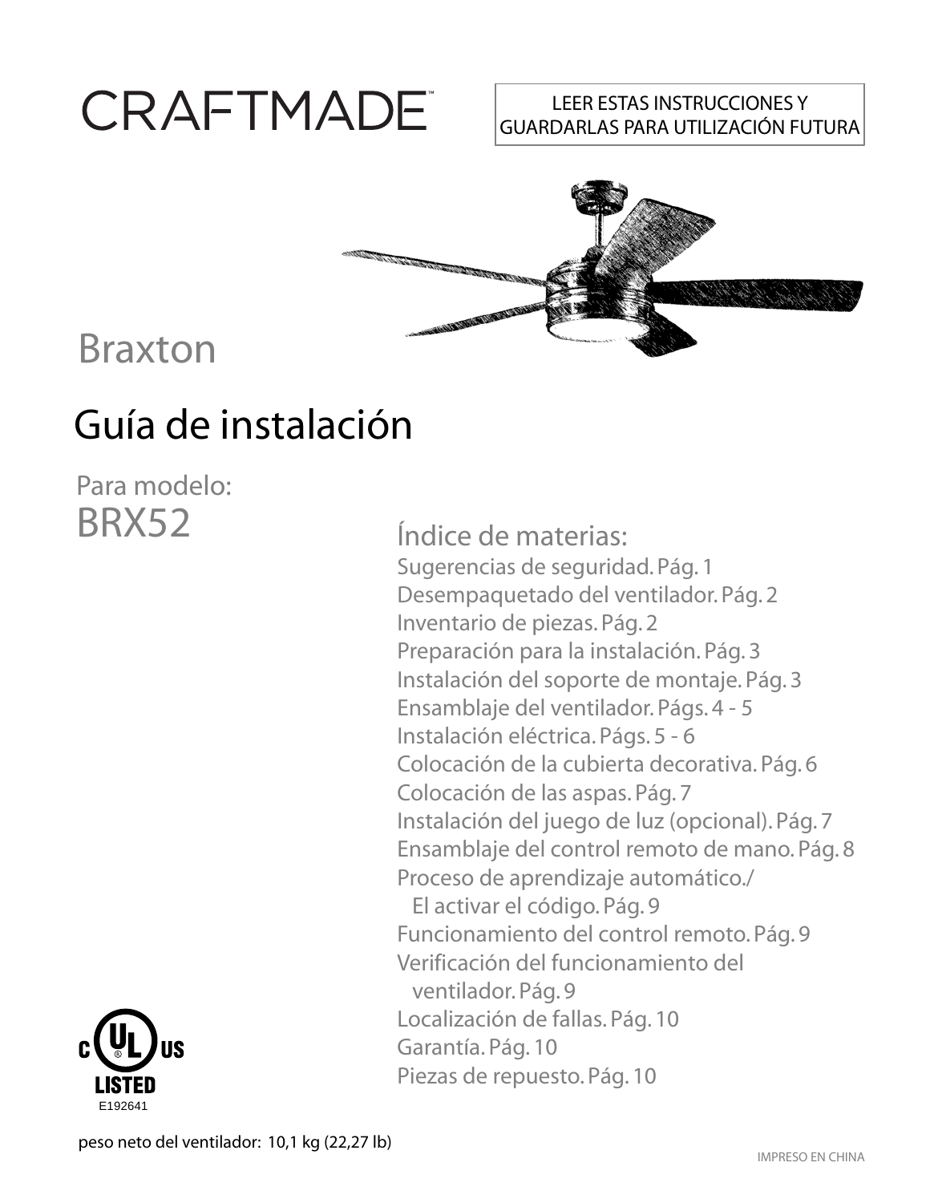# CRAFTMADE

LEER ESTAS INSTRUCCIONES Y GUARDARLAS PARA UTILIZACIÓN FUTURA

## Braxton

# Guía de instalación

Para modelo:
BRX52

## Índice de materias:

Sugerencias de seguridad. Pág. 1
Desempaquetado del ventilador. Pág. 2
Inventario de piezas. Pág. 2
Preparación para la instalación. Pág. 3
Instalación del soporte de montaje. Pág. 3
Ensamblaje del ventilador. Págs. 4 - 5
Instalación eléctrica. Págs. 5 - 6
Colocación de la cubierta decorativa. Pág. 6
Colocación de las aspas. Pág. 7
Instalación del juego de luz (opcional). Pág. 7
Ensamblaje del control remoto de mano. Pág. 8
Proceso de aprendizaje automático./
El activar el código. Pág. 9
Funcionamiento del control remoto. Pág. 9
Verificación del funcionamiento del
ventilador. Pág. 9
Localización de fallas. Pág. 10
Garantía. Pág. 10
Piezas de repuesto. Pág. 10

C UL US LISTED
E192641

peso neto del ventilador: 10,1 kg (22,27 lb)

IMPRESO EN CHINA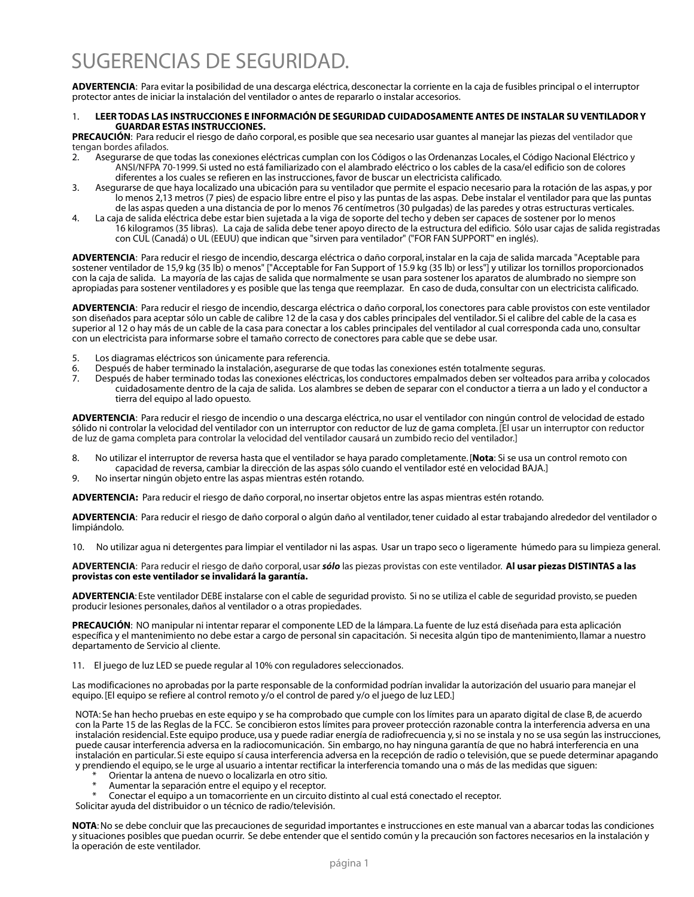# SUGERENCIAS DE SEGURIDAD.

**ADVERTENCIA**: Para evitar la posibilidad de una descarga eléctrica, desconectar la corriente en la caja de fusibles principal o el interruptor protector antes de iniciar la instalación del ventilador o antes de repararlo o instalar accesorios.

1. **LEER TODAS LAS INSTRUCCIONES E INFORMACIÓN DE SEGURIDAD CUIDADOSAMENTE ANTES DE INSTALAR SU VENTILADOR Y GUARDAR ESTAS INSTRUCCIONES.**

**PRECAUCIÓN**: Para reducir el riesgo de daño corporal, es posible que sea necesario usar guantes al manejar las piezas del ventilador que tengan bordes afilados.

2. Asegurarse de que todas las conexiones eléctricas cumplan con los Códigos o las Ordenanzas Locales, el Código Nacional Eléctrico y ANSI/NFPA 70-1999. Si usted no está familiarizado con el alambrado eléctrico o los cables de la casa/el edificio son de colores diferentes a los cuales se refieren en las instrucciones, favor de buscar un electricista calificado.
3. Asegurarse de que haya localizado una ubicación para su ventilador que permite el espacio necesario para la rotación de las aspas, y por lo menos 2,13 metros (7 pies) de espacio libre entre el piso y las puntas de las aspas. Debe instalar el ventilador para que las puntas de las aspas queden a una distancia de por lo menos 76 centímetros (30 pulgadas) de las paredes y otras estructuras verticales.
4. La caja de salida eléctrica debe estar bien sujetada a la viga de soporte del techo y deben ser capaces de sostener por lo menos 16 kilogramos (35 libras). La caja de salida debe tener apoyo directo de la estructura del edificio. Sólo usar cajas de salida registradas con CUL (Canadá) o UL (EEUU) que indican que "sirven para ventilador" ("FOR FAN SUPPORT" en inglés).

**ADVERTENCIA**: Para reducir el riesgo de incendio, descarga eléctrica o daño corporal, instalar en la caja de salida marcada "Aceptable para sostener ventilador de 15,9 kg (35 lb) o menos" ["Acceptable for Fan Support of 15.9 kg (35 lb) or less"] y utilizar los tornillos proporcionados con la caja de salida. La mayoría de las cajas de salida que normalmente se usan para sostener los aparatos de alumbrado no siempre son apropiadas para sostener ventiladores y es posible que las tenga que reemplazar. En caso de duda, consultar con un electricista calificado.

**ADVERTENCIA**: Para reducir el riesgo de incendio, descarga eléctrica o daño corporal, los conectores para cable provistos con este ventilador son diseñados para aceptar sólo un cable de calibre 12 de la casa y dos cables principales del ventilador. Si el calibre del cable de la casa es superior al 12 o hay más de un cable de la casa para conectar a los cables principales del ventilador al cual corresponda cada uno, consultar con un electricista para informarse sobre el tamaño correcto de conectores para cable que se debe usar.

5. Los diagramas eléctricos son únicamente para referencia.
6. Después de haber terminado la instalación, asegurarse de que todas las conexiones estén totalmente seguras.
7. Después de haber terminado todas las conexiones eléctricas, los conductores empalmados deben ser volteados para arriba y colocados cuidadosamente dentro de la caja de salida. Los alambres se deben de separar con el conductor a tierra a un lado y el conductor a tierra del equipo al lado opuesto.

**ADVERTENCIA**: Para reducir el riesgo de incendio o una descarga eléctrica, no usar el ventilador con ningún control de velocidad de estado sólido ni controlar la velocidad del ventilador con un interruptor con reductor de luz de gama completa. [El usar un interruptor con reductor de luz de gama completa para controlar la velocidad del ventilador causará un zumbido recio del ventilador.]

8. No utilizar el interruptor de reversa hasta que el ventilador se haya parado completamente. [**Nota**: Si se usa un control remoto con capacidad de reversa, cambiar la dirección de las aspas sólo cuando el ventilador esté en velocidad BAJA.]
9. No insertar ningún objeto entre las aspas mientras estén rotando.

**ADVERTENCIA:** Para reducir el riesgo de daño corporal, no insertar objetos entre las aspas mientras estén rotando.

**ADVERTENCIA**: Para reducir el riesgo de daño corporal o algún daño al ventilador, tener cuidado al estar trabajando alrededor del ventilador o limpiándolo.

10. No utilizar agua ni detergentes para limpiar el ventilador ni las aspas. Usar un trapo seco o ligeramente húmedo para su limpieza general.

**ADVERTENCIA**: Para reducir el riesgo de daño corporal, usar ***sólo*** las piezas provistas con este ventilador. **Al usar piezas DISTINTAS a las provistas con este ventilador se invalidará la garantía.**

**ADVERTENCIA**: Este ventilador DEBE instalarse con el cable de seguridad provisto. Si no se utiliza el cable de seguridad provisto, se pueden producir lesiones personales, daños al ventilador o a otras propiedades.

**PRECAUCIÓN**: NO manipular ni intentar reparar el componente LED de la lámpara. La fuente de luz está diseñada para esta aplicación específica y el mantenimiento no debe estar a cargo de personal sin capacitación. Si necesita algún tipo de mantenimiento, llamar a nuestro departamento de Servicio al cliente.

11. El juego de luz LED se puede regular al 10% con reguladores seleccionados.

Las modificaciones no aprobadas por la parte responsable de la conformidad podrían invalidar la autorización del usuario para manejar el equipo. [El equipo se refiere al control remoto y/o el control de pared y/o el juego de luz LED.]

NOTA: Se han hecho pruebas en este equipo y se ha comprobado que cumple con los límites para un aparato digital de clase B, de acuerdo con la Parte 15 de las Reglas de la FCC. Se concibieron estos límites para proveer protección razonable contra la interferencia adversa en una instalación residencial. Este equipo produce, usa y puede radiar energía de radiofrecuencia y, si no se instala y no se usa según las instrucciones, puede causar interferencia adversa en la radiocomunicación. Sin embargo, no hay ninguna garantía de que no habrá interferencia en una instalación en particular. Si este equipo sí causa interferencia adversa en la recepción de radio o televisión, que se puede determinar apagando y prendiendo el equipo, se le urge al usuario a intentar rectificar la interferencia tomando una o más de las medidas que siguen:

* Orientar la antena de nuevo o localizarla en otro sitio.
* Aumentar la separación entre el equipo y el receptor.
* Conectar el equipo a un tomacorriente en un circuito distinto al cual está conectado el receptor.

Solicitar ayuda del distribuidor o un técnico de radio/televisión.

**NOTA**: No se debe concluir que las precauciones de seguridad importantes e instrucciones en este manual van a abarcar todas las condiciones y situaciones posibles que puedan ocurrir. Se debe entender que el sentido común y la precaución son factores necesarios en la instalación y la operación de este ventilador.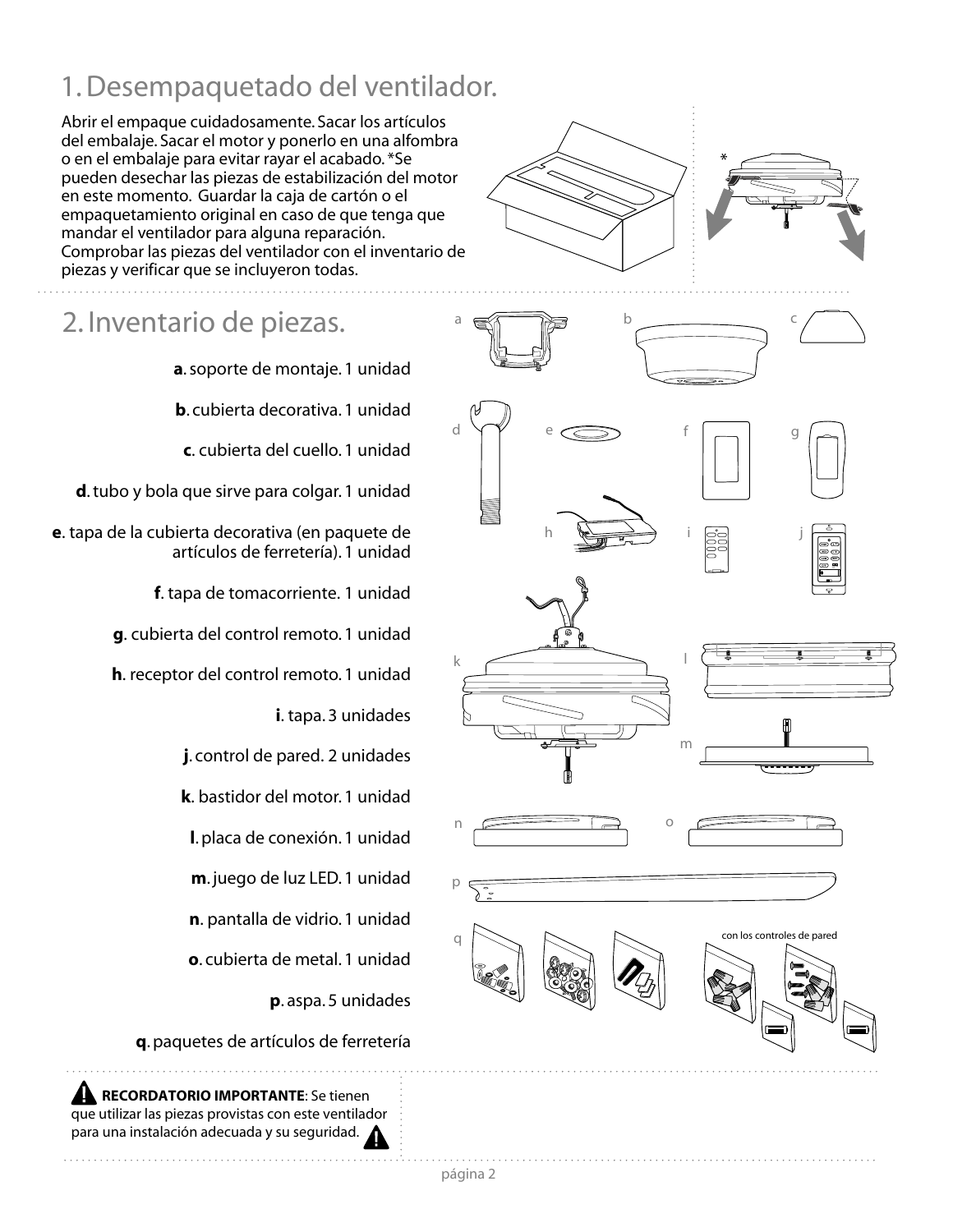# 1. Desempaquetado del ventilador.

Abrir el empaque cuidadosamente. Sacar los artículos del embalaje. Sacar el motor y ponerlo en una alfombra o en el embalaje para evitar rayar el acabado. *Se pueden desechar las piezas de estabilización del motor en este momento. Guardar la caja de cartón o el empaquetamiento original en caso de que tenga que mandar el ventilador para alguna reparación. Comprobar las piezas del ventilador con el inventario de piezas y verificar que se incluyeron todas.

# 2. Inventario de piezas.

**a**. soporte de montaje. 1 unidad

**b**. cubierta decorativa. 1 unidad

**c**. cubierta del cuello. 1 unidad

**d**. tubo y bola que sirve para colgar. 1 unidad

**e**. tapa de la cubierta decorativa (en paquete de artículos de ferretería). 1 unidad

**f**. tapa de tomacorriente. 1 unidad

**g**. cubierta del control remoto. 1 unidad

**h**. receptor del control remoto. 1 unidad

**i**. tapa. 3 unidades

**j**. control de pared. 2 unidades

**k**. bastidor del motor. 1 unidad

**l**. placa de conexión. 1 unidad

**m**. juego de luz LED. 1 unidad

**n**. pantalla de vidrio. 1 unidad

**o**. cubierta de metal. 1 unidad

**p**. aspa. 5 unidades

**q**. paquetes de artículos de ferretería

con los controles de pared

**RECORDATORIO IMPORTANTE**: Se tienen que utilizar las piezas provistas con este ventilador para una instalación adecuada y su seguridad.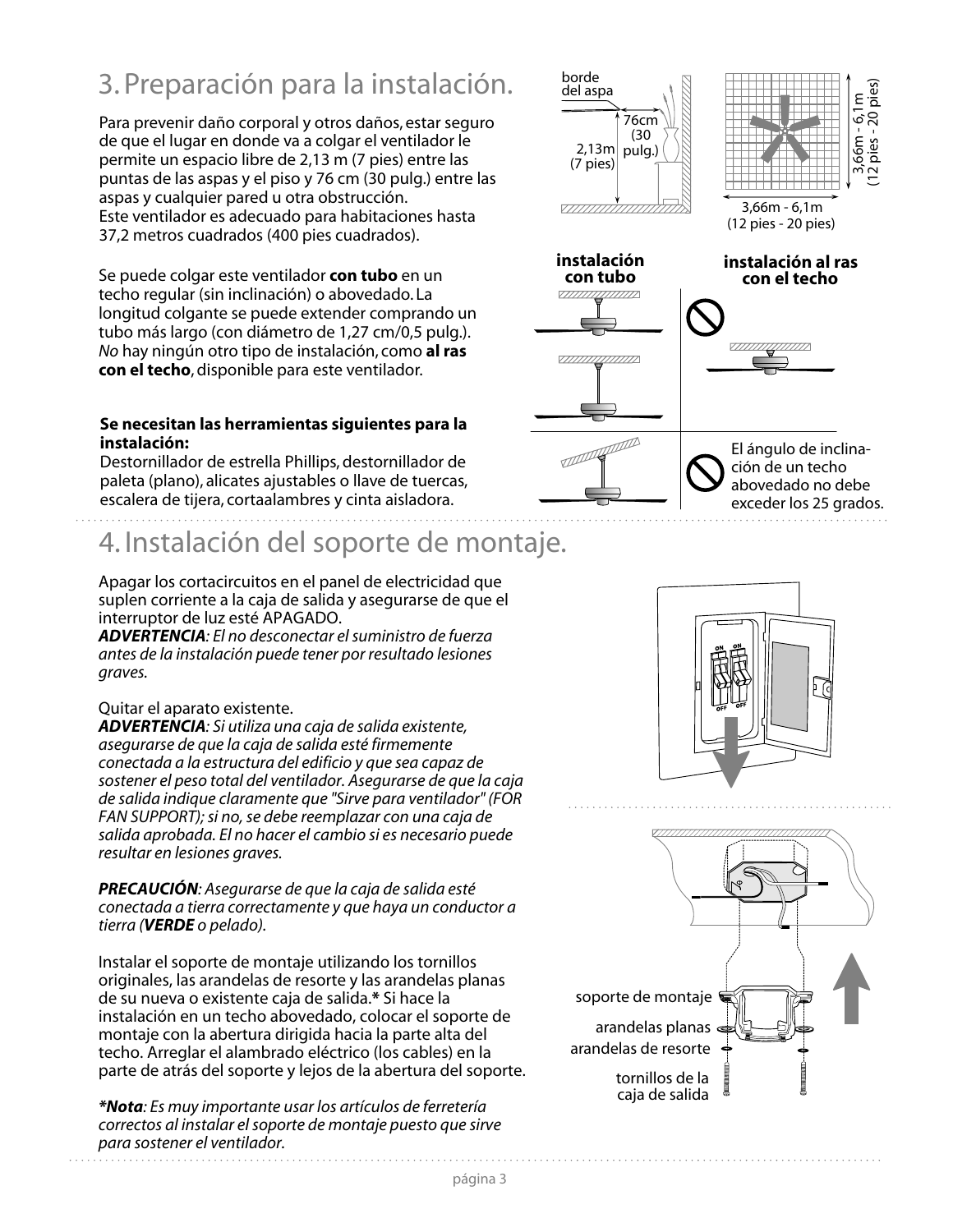# 3. Preparación para la instalación.

Para prevenir daño corporal y otros daños, estar seguro de que el lugar en donde va a colgar el ventilador le permite un espacio libre de 2,13 m (7 pies) entre las puntas de las aspas y el piso y 76 cm (30 pulg.) entre las aspas y cualquier pared u otra obstrucción.
Este ventilador es adecuado para habitaciones hasta 37,2 metros cuadrados (400 pies cuadrados).

Se puede colgar este ventilador **con tubo** en un techo regular (sin inclinación) o abovedado. La longitud colgante se puede extender comprando un tubo más largo (con diámetro de 1,27 cm/0,5 pulg.). *No* hay ningún otro tipo de instalación, como **al ras con el techo**, disponible para este ventilador.

**Se necesitan las herramientas siguientes para la instalación:**
Destornillador de estrella Phillips, destornillador de paleta (plano), alicates ajustables o llave de tuercas, escalera de tijera, cortaalambres y cinta aisladora.

borde del aspa
76cm (30 pulg.)
2,13m (7 pies)
3,66m - 6,1m (12 pies - 20 pies)
3,66m - 6,1m (12 pies - 20 pies)

**instalación con tubo**

**instalación al ras con el techo**

El ángulo de inclinación de un techo abovedado no debe exceder los 25 grados.

# 4. Instalación del soporte de montaje.

Apagar los cortacircuitos en el panel de electricidad que suplen corriente a la caja de salida y asegurarse de que el interruptor de luz esté APAGADO.
***ADVERTENCIA****: El no desconectar el suministro de fuerza antes de la instalación puede tener por resultado lesiones graves.*

Quitar el aparato existente.
***ADVERTENCIA****: Si utiliza una caja de salida existente, asegurarse de que la caja de salida esté firmemente conectada a la estructura del edificio y que sea capaz de sostener el peso total del ventilador. Asegurarse de que la caja de salida indique claramente que "Sirve para ventilador" (FOR FAN SUPPORT); si no, se debe reemplazar con una caja de salida aprobada. El no hacer el cambio si es necesario puede resultar en lesiones graves.*

***PRECAUCIÓN****: Asegurarse de que la caja de salida esté conectada a tierra correctamente y que haya un conductor a tierra (****VERDE*** *o pelado).*

Instalar el soporte de montaje utilizando los tornillos originales, las arandelas de resorte y las arandelas planas de su nueva o existente caja de salida.**\*** Si hace la instalación en un techo abovedado, colocar el soporte de montaje con la abertura dirigida hacia la parte alta del techo. Arreglar el alambrado eléctrico (los cables) en la parte de atrás del soporte y lejos de la abertura del soporte.

***\*Nota****: Es muy importante usar los artículos de ferretería correctos al instalar el soporte de montaje puesto que sirve para sostener el ventilador.*

soporte de montaje
arandelas planas
arandelas de resorte
tornillos de la caja de salida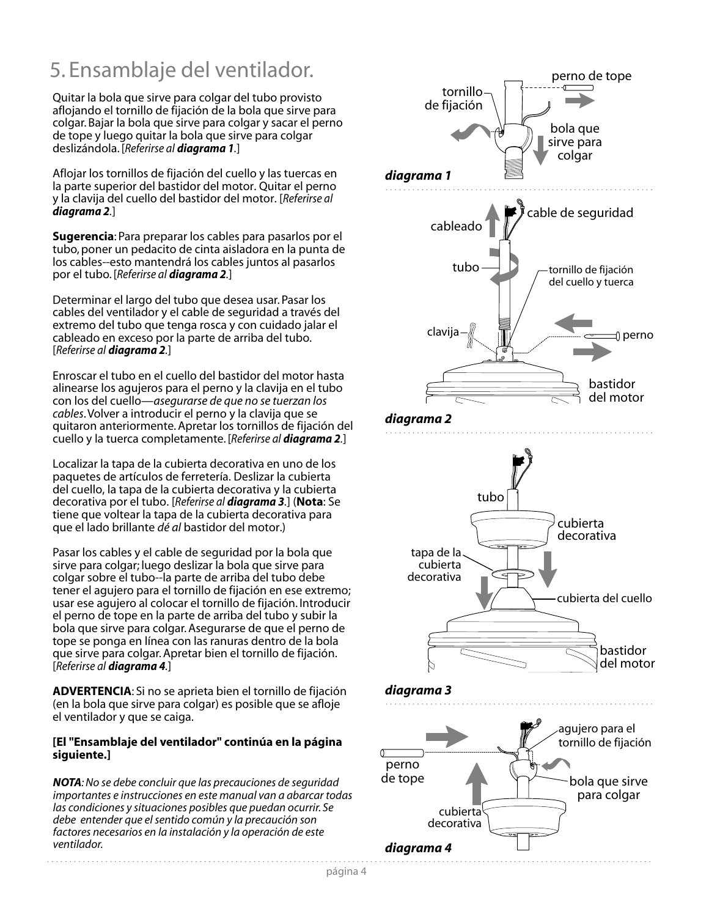# 5. Ensamblaje del ventilador.

Quitar la bola que sirve para colgar del tubo provisto aflojando el tornillo de fijación de la bola que sirve para colgar. Bajar la bola que sirve para colgar y sacar el perno de tope y luego quitar la bola que sirve para colgar deslizándola. [*Referirse al **diagrama 1**.*]

Aflojar los tornillos de fijación del cuello y las tuercas en la parte superior del bastidor del motor. Quitar el perno y la clavija del cuello del bastidor del motor. [*Referirse al **diagrama 2**.*]

**Sugerencia**: Para preparar los cables para pasarlos por el tubo, poner un pedacito de cinta aisladora en la punta de los cables--esto mantendrá los cables juntos al pasarlos por el tubo. [*Referirse al **diagrama 2**.*]

Determinar el largo del tubo que desea usar. Pasar los cables del ventilador y el cable de seguridad a través del extremo del tubo que tenga rosca y con cuidado jalar el cableado en exceso por la parte de arriba del tubo. [*Referirse al **diagrama 2**.*]

Enroscar el tubo en el cuello del bastidor del motor hasta alinearse los agujeros para el perno y la clavija en el tubo con los del cuello—*asegurarse de que no se tuerzan los cables*. Volver a introducir el perno y la clavija que se quitaron anteriormente. Apretar los tornillos de fijación del cuello y la tuerca completamente. [*Referirse al **diagrama 2**.*]

Localizar la tapa de la cubierta decorativa en uno de los paquetes de artículos de ferretería. Deslizar la cubierta del cuello, la tapa de la cubierta decorativa y la cubierta decorativa por el tubo. [*Referirse al **diagrama 3**.*] (**Nota**: Se tiene que voltear la tapa de la cubierta decorativa para que el lado brillante *dé al* bastidor del motor.)

Pasar los cables y el cable de seguridad por la bola que sirve para colgar; luego deslizar la bola que sirve para colgar sobre el tubo--la parte de arriba del tubo debe tener el agujero para el tornillo de fijación en ese extremo; usar ese agujero al colocar el tornillo de fijación. Introducir el perno de tope en la parte de arriba del tubo y subir la bola que sirve para colgar. Asegurarse de que el perno de tope se ponga en línea con las ranuras dentro de la bola que sirve para colgar. Apretar bien el tornillo de fijación. [*Referirse al **diagrama 4**.*]

**ADVERTENCIA**: Si no se aprieta bien el tornillo de fijación (en la bola que sirve para colgar) es posible que se afloje el ventilador y que se caiga.

**[El "Ensamblaje del ventilador" continúa en la página siguiente.]**

***NOTA**: No se debe concluir que las precauciones de seguridad importantes e instrucciones en este manual van a abarcar todas las condiciones y situaciones posibles que puedan ocurrir. Se debe entender que el sentido común y la precaución son factores necesarios en la instalación y la operación de este ventilador.*

tornillo de fijación — perno de tope — bola que sirve para colgar

***diagrama 1***

cableado — cable de seguridad — tubo — tornillo de fijación del cuello y tuerca — clavija — perno — bastidor del motor

***diagrama 2***

tubo — cubierta decorativa — tapa de la cubierta decorativa — cubierta del cuello — bastidor del motor

***diagrama 3***

agujero para el tornillo de fijación — perno de tope — bola que sirve para colgar — cubierta decorativa

***diagrama 4***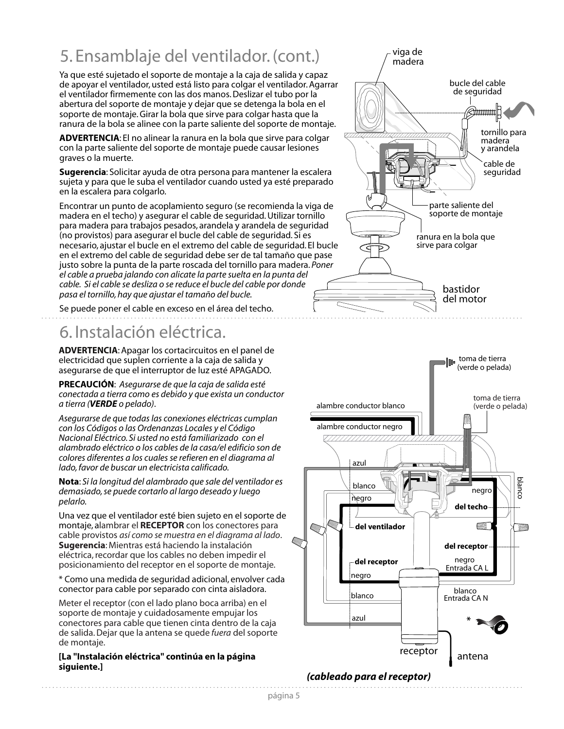## 5. Ensamblaje del ventilador. (cont.)

Ya que esté sujetado el soporte de montaje a la caja de salida y capaz de apoyar el ventilador, usted está listo para colgar el ventilador. Agarrar el ventilador firmemente con las dos manos. Deslizar el tubo por la abertura del soporte de montaje y dejar que se detenga la bola en el soporte de montaje. Girar la bola que sirve para colgar hasta que la ranura de la bola se alinee con la parte saliente del soporte de montaje.

**ADVERTENCIA**: El no alinear la ranura en la bola que sirve para colgar con la parte saliente del soporte de montaje puede causar lesiones graves o la muerte.

**Sugerencia**: Solicitar ayuda de otra persona para mantener la escalera sujeta y para que le suba el ventilador cuando usted ya esté preparado en la escalera para colgarlo.

Encontrar un punto de acoplamiento seguro (se recomienda la viga de madera en el techo) y asegurar el cable de seguridad. Utilizar tornillo para madera para trabajos pesados, arandela y arandela de seguridad (no provistos) para asegurar el bucle del cable de seguridad. Si es necesario, ajustar el bucle en el extremo del cable de seguridad. El bucle en el extremo del cable de seguridad debe ser de tal tamaño que pase justo sobre la punta de la parte roscada del tornillo para madera. *Poner el cable a prueba jalando con alicate la parte suelta en la punta del cable. Si el cable se desliza o se reduce el bucle del cable por donde pasa el tornillo, hay que ajustar el tamaño del bucle.*

Se puede poner el cable en exceso en el área del techo.

viga de madera · bucle del cable de seguridad · tornillo para madera y arandela · cable de seguridad · parte saliente del soporte de montaje · ranura en la bola que sirve para colgar · bastidor del motor

## 6. Instalación eléctrica.

**ADVERTENCIA**: Apagar los cortacircuitos en el panel de electricidad que suplen corriente a la caja de salida y asegurarse de que el interruptor de luz esté APAGADO.

**PRECAUCIÓN**: *Asegurarse de que la caja de salida esté conectada a tierra como es debido y que exista un conductor a tierra (**VERDE** o pelado).*

*Asegurarse de que todas las conexiones eléctricas cumplan con los Códigos o las Ordenanzas Locales y el Código Nacional Eléctrico. Si usted no está familiarizado con el alambrado eléctrico o los cables de la casa/el edificio son de colores diferentes a los cuales se refieren en el diagrama al lado, favor de buscar un electricista calificado.*

**Nota**: *Si la longitud del alambrado que sale del ventilador es demasiado, se puede cortarlo al largo deseado y luego pelarlo.*

Una vez que el ventilador esté bien sujeto en el soporte de montaje, alambrar el **RECEPTOR** con los conectores para cable provistos *así como se muestra en el diagrama al lado*. **Sugerencia**: Mientras está haciendo la instalación eléctrica, recordar que los cables no deben impedir el posicionamiento del receptor en el soporte de montaje.

\* Como una medida de seguridad adicional, envolver cada conector para cable por separado con cinta aisladora.

Meter el receptor (con el lado plano boca arriba) en el soporte de montaje y cuidadosamente empujar los conectores para cable que tienen cinta dentro de la caja de salida. Dejar que la antena se quede *fuera* del soporte de montaje.

**[La "Instalación eléctrica" continúa en la página siguiente.]**

toma de tierra (verde o pelada) · alambre conductor blanco · alambre conductor negro · azul · blanco · negro · **del ventilador** · **del techo** · **del receptor** · negro Entrada CA L · blanco Entrada CA N · receptor · antena

***(cableado para el receptor)***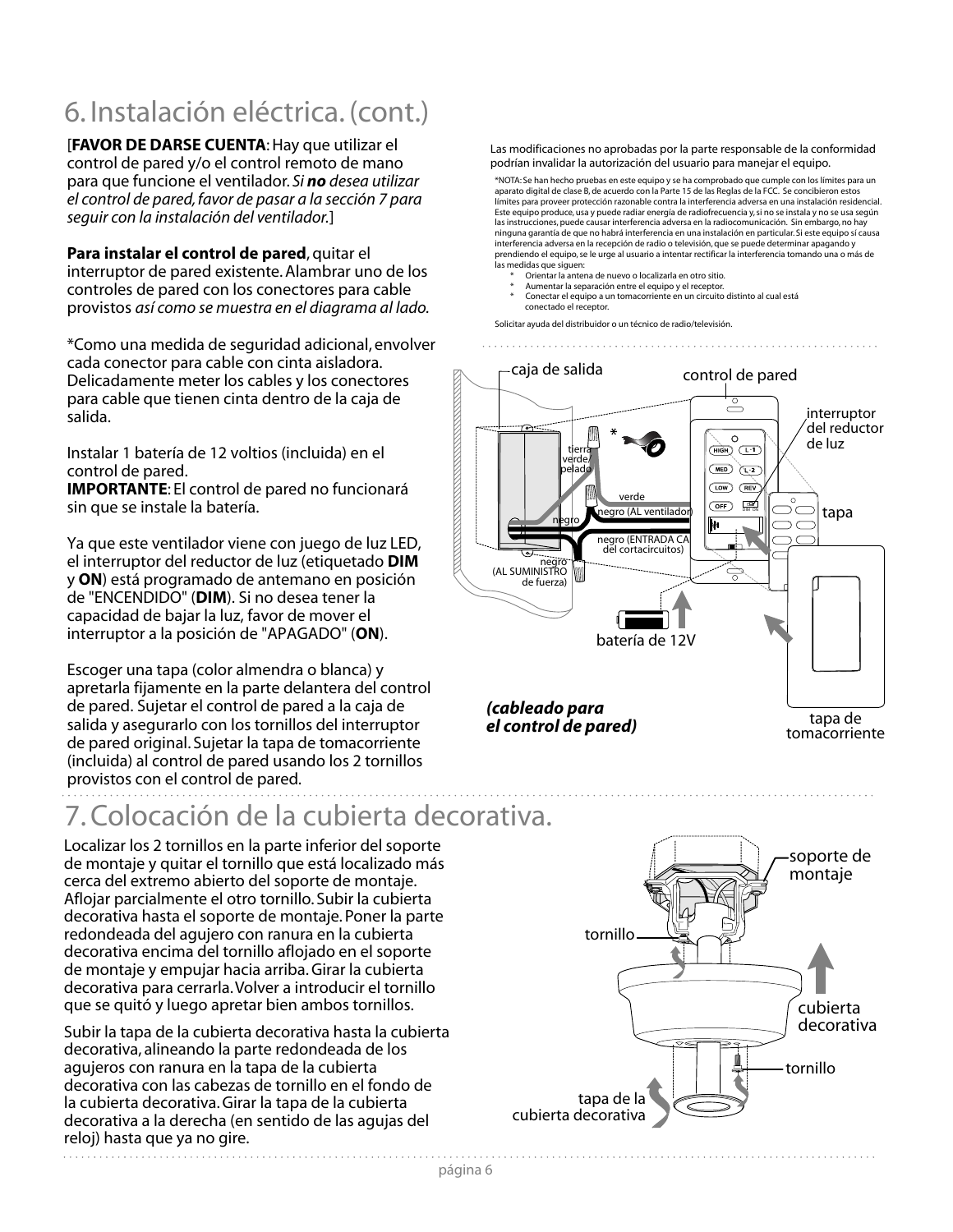# 6. Instalación eléctrica. (cont.)

[**FAVOR DE DARSE CUENTA**: Hay que utilizar el control de pared y/o el control remoto de mano para que funcione el ventilador. *Si **no** desea utilizar el control de pared, favor de pasar a la sección 7 para seguir con la instalación del ventilador.*]

**Para instalar el control de pared**, quitar el interruptor de pared existente. Alambrar uno de los controles de pared con los conectores para cable provistos *así como se muestra en el diagrama al lado.*

*Como una medida de seguridad adicional, envolver cada conector para cable con cinta aisladora. Delicadamente meter los cables y los conectores para cable que tienen cinta dentro de la caja de salida.

Instalar 1 batería de 12 voltios (incluida) en el control de pared.
**IMPORTANTE**: El control de pared no funcionará sin que se instale la batería.

Ya que este ventilador viene con juego de luz LED, el interruptor del reductor de luz (etiquetado **DIM** y **ON**) está programado de antemano en posición de "ENCENDIDO" (**DIM**). Si no desea tener la capacidad de bajar la luz, favor de mover el interruptor a la posición de "APAGADO" (**ON**).

Escoger una tapa (color almendra o blanca) y apretarla fijamente en la parte delantera del control de pared. Sujetar el control de pared a la caja de salida y asegurarlo con los tornillos del interruptor de pared original. Sujetar la tapa de tomacorriente (incluida) al control de pared usando los 2 tornillos provistos con el control de pared.

Las modificaciones no aprobadas por la parte responsable de la conformidad podrían invalidar la autorización del usuario para manejar el equipo.

*NOTA: Se han hecho pruebas en este equipo y se ha comprobado que cumple con los límites para un aparato digital de clase B, de acuerdo con la Parte 15 de las Reglas de la FCC. Se concibieron estos límites para proveer protección razonable contra la interferencia adversa en una instalación residencial. Este equipo produce, usa y puede radiar energía de radiofrecuencia y, si no se instala y no se usa según las instrucciones, puede causar interferencia adversa en la radiocomunicación. Sin embargo, no hay ninguna garantía de que no habrá interferencia en una instalación en particular. Si este equipo sí causa interferencia adversa en la recepción de radio o televisión, que se puede determinar apagando y prendiendo el equipo, se le urge al usuario a intentar rectificar la interferencia tomando una o más de las medidas que siguen:

- Orientar la antena de nuevo o localizarla en otro sitio.
- Aumentar la separación entre el equipo y el receptor.
- Conectar el equipo a un tomacorriente en un circuito distinto al cual está conectado el receptor.

Solicitar ayuda del distribuidor o un técnico de radio/televisión.

caja de salida · control de pared · interruptor del reductor de luz · tierra verde/pelado · verde · negro (AL ventilador) · negro · negro (ENTRADA CA del cortacircuitos) · negro (AL SUMINISTRO de fuerza) · tapa · batería de 12V · tapa de tomacorriente · HIGH · MED · LOW · OFF · L-1 · L-2 · REV · DIM ON

***(cableado para el control de pared)***

# 7. Colocación de la cubierta decorativa.

Localizar los 2 tornillos en la parte inferior del soporte de montaje y quitar el tornillo que está localizado más cerca del extremo abierto del soporte de montaje. Aflojar parcialmente el otro tornillo. Subir la cubierta decorativa hasta el soporte de montaje. Poner la parte redondeada del agujero con ranura en la cubierta decorativa encima del tornillo aflojado en el soporte de montaje y empujar hacia arriba. Girar la cubierta decorativa para cerrarla. Volver a introducir el tornillo que se quitó y luego apretar bien ambos tornillos.

Subir la tapa de la cubierta decorativa hasta la cubierta decorativa, alineando la parte redondeada de los agujeros con ranura en la tapa de la cubierta decorativa con las cabezas de tornillo en el fondo de la cubierta decorativa. Girar la tapa de la cubierta decorativa a la derecha (en sentido de las agujas del reloj) hasta que ya no gire.

soporte de montaje · tornillo · cubierta decorativa · tornillo · tapa de la cubierta decorativa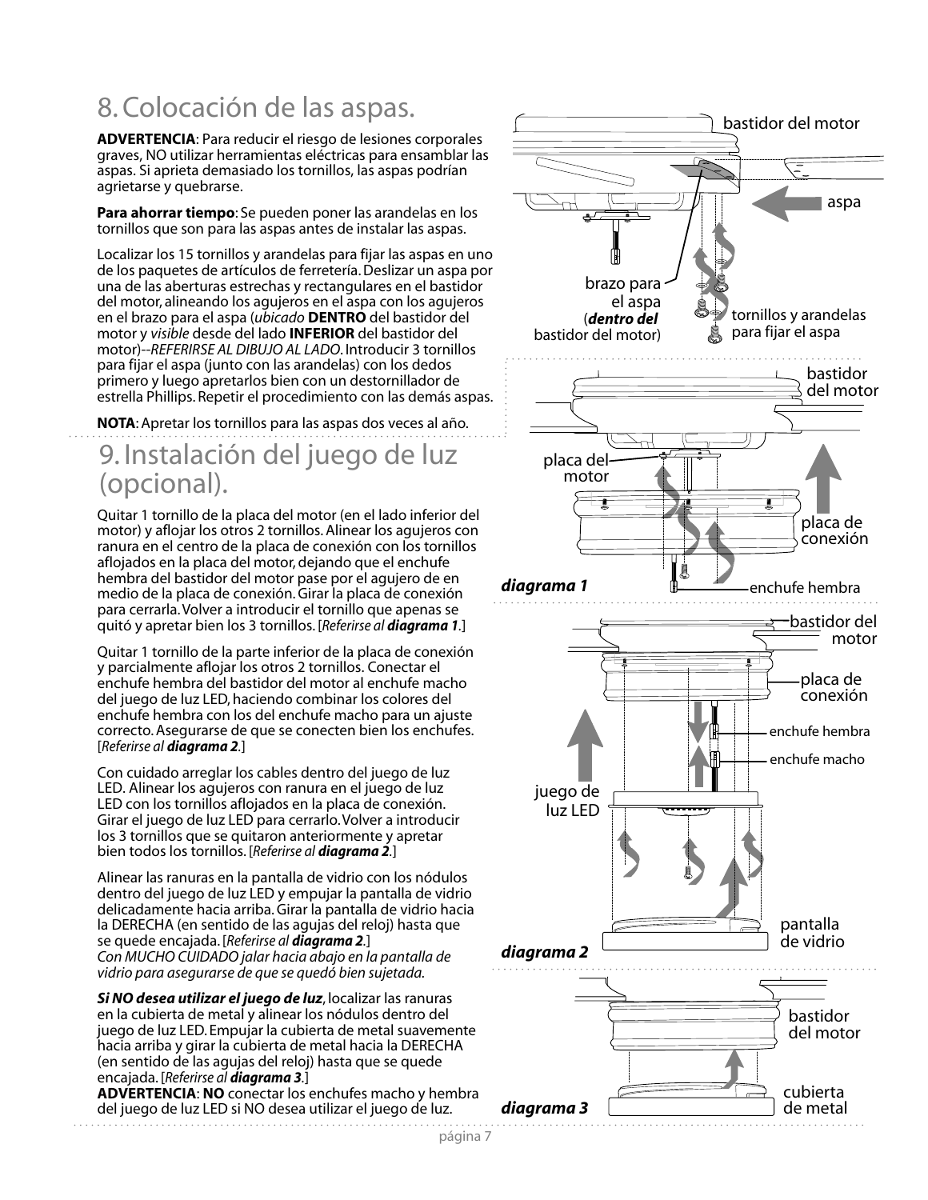## 8. Colocación de las aspas.

**ADVERTENCIA**: Para reducir el riesgo de lesiones corporales graves, NO utilizar herramientas eléctricas para ensamblar las aspas. Si aprieta demasiado los tornillos, las aspas podrían agrietarse y quebrarse.

**Para ahorrar tiempo**: Se pueden poner las arandelas en los tornillos que son para las aspas antes de instalar las aspas.

Localizar los 15 tornillos y arandelas para fijar las aspas en uno de los paquetes de artículos de ferretería. Deslizar un aspa por una de las aberturas estrechas y rectangulares en el bastidor del motor, alineando los agujeros en el aspa con los agujeros en el brazo para el aspa (*ubicado* **DENTRO** del bastidor del motor y *visible* desde del lado **INFERIOR** del bastidor del motor)--*REFERIRSE AL DIBUJO AL LADO*. Introducir 3 tornillos para fijar el aspa (junto con las arandelas) con los dedos primero y luego apretarlos bien con un destornillador de estrella Phillips. Repetir el procedimiento con las demás aspas.

**NOTA**: Apretar los tornillos para las aspas dos veces al año.

## 9. Instalación del juego de luz (opcional).

Quitar 1 tornillo de la placa del motor (en el lado inferior del motor) y aflojar los otros 2 tornillos. Alinear los agujeros con ranura en el centro de la placa de conexión con los tornillos aflojados en la placa del motor, dejando que el enchufe hembra del bastidor del motor pase por el agujero de en medio de la placa de conexión. Girar la placa de conexión para cerrarla. Volver a introducir el tornillo que apenas se quitó y apretar bien los 3 tornillos. [*Referirse al **diagrama 1***.]

Quitar 1 tornillo de la parte inferior de la placa de conexión y parcialmente aflojar los otros 2 tornillos. Conectar el enchufe hembra del bastidor del motor al enchufe macho del juego de luz LED, haciendo combinar los colores del enchufe hembra con los del enchufe macho para un ajuste correcto. Asegurarse de que se conecten bien los enchufes. [*Referirse al **diagrama 2***.]

Con cuidado arreglar los cables dentro del juego de luz LED. Alinear los agujeros con ranura en el juego de luz LED con los tornillos aflojados en la placa de conexión. Girar el juego de luz LED para cerrarlo. Volver a introducir los 3 tornillos que se quitaron anteriormente y apretar bien todos los tornillos. [*Referirse al **diagrama 2***.]

Alinear las ranuras en la pantalla de vidrio con los nódulos dentro del juego de luz LED y empujar la pantalla de vidrio delicadamente hacia arriba. Girar la pantalla de vidrio hacia la DERECHA (en sentido de las agujas del reloj) hasta que se quede encajada. [*Referirse al **diagrama 2***.]
*Con MUCHO CUIDADO jalar hacia abajo en la pantalla de vidrio para asegurarse de que se quedó bien sujetada.*

***Si NO desea utilizar el juego de luz***, localizar las ranuras en la cubierta de metal y alinear los nódulos dentro del juego de luz LED. Empujar la cubierta de metal suavemente hacia arriba y girar la cubierta de metal hacia la DERECHA (en sentido de las agujas del reloj) hasta que se quede encajada. [*Referirse al **diagrama 3***.]
**ADVERTENCIA**: **NO** conectar los enchufes macho y hembra del juego de luz LED si NO desea utilizar el juego de luz.

bastidor del motor
aspa
brazo para el aspa (***dentro del*** bastidor del motor)
tornillos y arandelas para fijar el aspa

bastidor del motor
placa del motor
placa de conexión
enchufe hembra
***diagrama 1***

bastidor del motor
placa de conexión
enchufe hembra
enchufe macho
juego de luz LED
pantalla de vidrio
***diagrama 2***

bastidor del motor
cubierta de metal
***diagrama 3***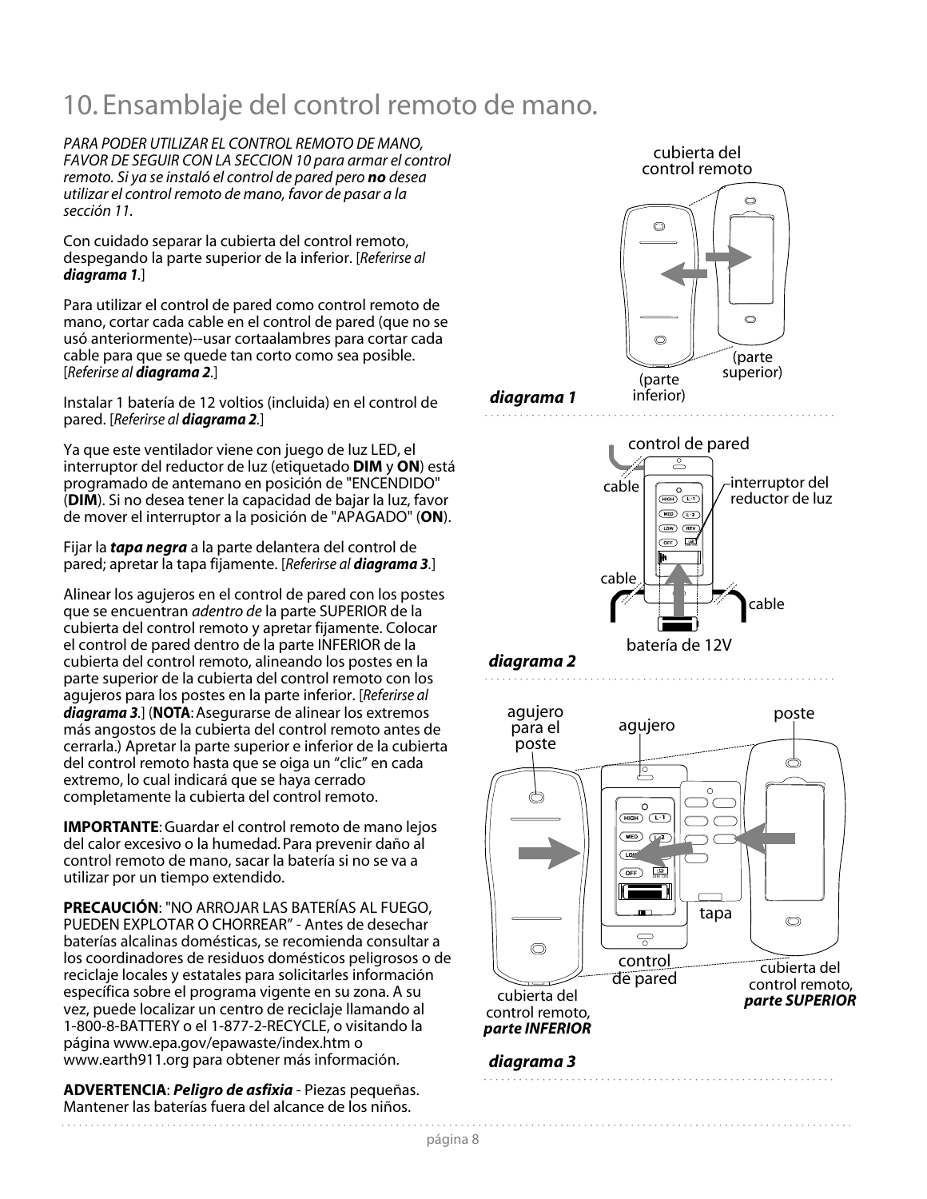# 10. Ensamblaje del control remoto de mano.

*PARA PODER UTILIZAR EL CONTROL REMOTO DE MANO, FAVOR DE SEGUIR CON LA SECCION 10 para armar el control remoto. Si ya se instaló el control de pared pero **no** desea utilizar el control remoto de mano, favor de pasar a la sección 11.*

Con cuidado separar la cubierta del control remoto, despegando la parte superior de la inferior. [*Referirse al **diagrama 1**.*]

Para utilizar el control de pared como control remoto de mano, cortar cada cable en el control de pared (que no se usó anteriormente)--usar cortaalambres para cortar cada cable para que se quede tan corto como sea posible. [*Referirse al **diagrama 2**.*]

Instalar 1 batería de 12 voltios (incluida) en el control de pared. [*Referirse al **diagrama 2**.*]

Ya que este ventilador viene con juego de luz LED, el interruptor del reductor de luz (etiquetado **DIM** y **ON**) está programado de antemano en posición de "ENCENDIDO" (**DIM**). Si no desea tener la capacidad de bajar la luz, favor de mover el interruptor a la posición de "APAGADO" (**ON**).

Fijar la ***tapa negra*** a la parte delantera del control de pared; apretar la tapa fijamente. [*Referirse al **diagrama 3**.*]

Alinear los agujeros en el control de pared con los postes que se encuentran *adentro de* la parte SUPERIOR de la cubierta del control remoto y apretar fijamente. Colocar el control de pared dentro de la parte INFERIOR de la cubierta del control remoto, alineando los postes en la parte superior de la cubierta del control remoto con los agujeros para los postes en la parte inferior. [*Referirse al **diagrama 3**.*] (**NOTA**: Asegurarse de alinear los extremos más angostos de la cubierta del control remoto antes de cerrarla.) Apretar la parte superior e inferior de la cubierta del control remoto hasta que se oiga un "clic" en cada extremo, lo cual indicará que se haya cerrado completamente la cubierta del control remoto.

**IMPORTANTE**: Guardar el control remoto de mano lejos del calor excesivo o la humedad. Para prevenir daño al control remoto de mano, sacar la batería si no se va a utilizar por un tiempo extendido.

**PRECAUCIÓN**: "NO ARROJAR LAS BATERÍAS AL FUEGO, PUEDEN EXPLOTAR O CHORREAR" - Antes de desechar baterías alcalinas domésticas, se recomienda consultar a los coordinadores de residuos domésticos peligrosos o de reciclaje locales y estatales para solicitarles información específica sobre el programa vigente en su zona. A su vez, puede localizar un centro de reciclaje llamando al 1-800-8-BATTERY o el 1-877-2-RECYCLE, o visitando la página www.epa.gov/epawaste/index.htm o www.earth911.org para obtener más información.

**ADVERTENCIA**: ***Peligro de asfixia*** - Piezas pequeñas. Mantener las baterías fuera del alcance de los niños.

cubierta del control remoto

(parte inferior) (parte superior)

***diagrama 1***

control de pared

cable

interruptor del reductor de luz

cable

cable

batería de 12V

***diagrama 2***

agujero para el poste

agujero

poste

tapa

control de pared

cubierta del control remoto, ***parte INFERIOR***

cubierta del control remoto, ***parte SUPERIOR***

***diagrama 3***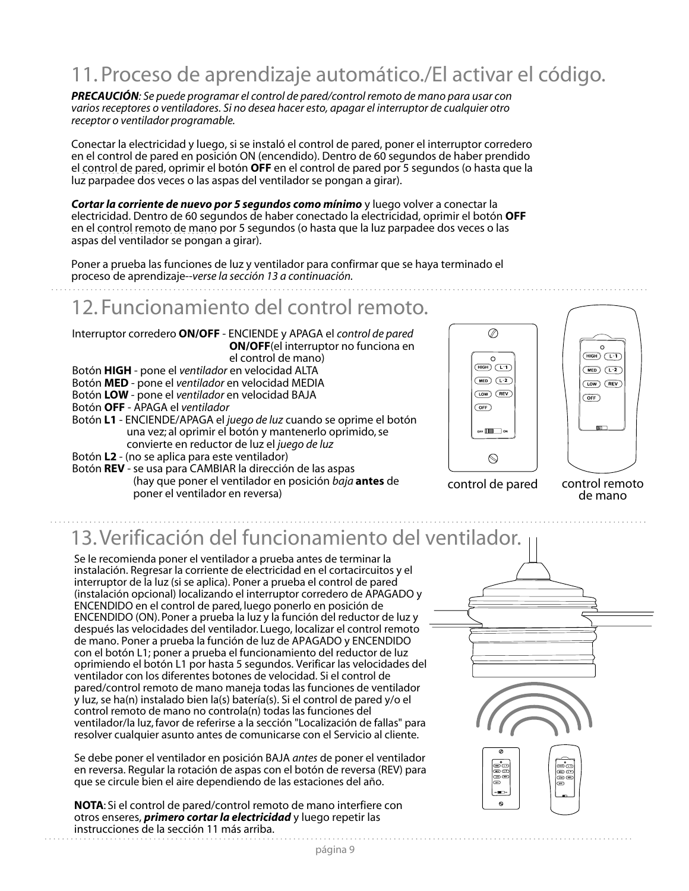## 11. Proceso de aprendizaje automático./El activar el código.

***PRECAUCIÓN**: Se puede programar el control de pared/control remoto de mano para usar con varios receptores o ventiladores. Si no desea hacer esto, apagar el interruptor de cualquier otro receptor o ventilador programable.*

Conectar la electricidad y luego, si se instaló el control de pared, poner el interruptor corredero en el control de pared en posición ON (encendido). Dentro de 60 segundos de haber prendido el control de pared, oprimir el botón **OFF** en el control de pared por 5 segundos (o hasta que la luz parpadee dos veces o las aspas del ventilador se pongan a girar).

***Cortar la corriente de nuevo por 5 segundos como mínimo*** y luego volver a conectar la electricidad. Dentro de 60 segundos de haber conectado la electricidad, oprimir el botón **OFF** en el control remoto de mano por 5 segundos (o hasta que la luz parpadee dos veces o las aspas del ventilador se pongan a girar).

Poner a prueba las funciones de luz y ventilador para confirmar que se haya terminado el proceso de aprendizaje--*verse la sección 13 a continuación.*

## 12. Funcionamiento del control remoto.

Interruptor corredero **ON/OFF** - ENCIENDE y APAGA el *control de pared* **ON/OFF**(el interruptor no funciona en el control de mano)
Botón **HIGH** - pone el *ventilador* en velocidad ALTA
Botón **MED** - pone el *ventilador* en velocidad MEDIA
Botón **LOW** - pone el *ventilador* en velocidad BAJA
Botón **OFF** - APAGA el *ventilador*
Botón **L1** - ENCIENDE/APAGA el *juego de luz* cuando se oprime el botón una vez; al oprimir el botón y mantenerlo oprimido, se convierte en reductor de luz el *juego de luz*
Botón **L2** - (no se aplica para este ventilador)
Botón **REV** - se usa para CAMBIAR la dirección de las aspas (hay que poner el ventilador en posición *baja* **antes** de poner el ventilador en reversa)

control de pared

control remoto de mano

## 13. Verificación del funcionamiento del ventilador.

Se le recomienda poner el ventilador a prueba antes de terminar la instalación. Regresar la corriente de electricidad en el cortacircuitos y el interruptor de la luz (si se aplica). Poner a prueba el control de pared (instalación opcional) localizando el interruptor corredero de APAGADO y ENCENDIDO en el control de pared, luego ponerlo en posición de ENCENDIDO (ON). Poner a prueba la luz y la función del reductor de luz y después las velocidades del ventilador. Luego, localizar el control remoto de mano. Poner a prueba la función de luz de APAGADO y ENCENDIDO con el botón L1; poner a prueba el funcionamiento del reductor de luz oprimiendo el botón L1 por hasta 5 segundos. Verificar las velocidades del ventilador con los diferentes botones de velocidad. Si el control de pared/control remoto de mano maneja todas las funciones de ventilador y luz, se ha(n) instalado bien la(s) batería(s). Si el control de pared y/o el control remoto de mano no controla(n) todas las funciones del ventilador/la luz, favor de referirse a la sección "Localización de fallas" para resolver cualquier asunto antes de comunicarse con el Servicio al cliente.

Se debe poner el ventilador en posición BAJA *antes* de poner el ventilador en reversa. Regular la rotación de aspas con el botón de reversa (REV) para que se circule bien el aire dependiendo de las estaciones del año.

**NOTA**: Si el control de pared/control remoto de mano interfiere con otros enseres, ***primero cortar la electricidad*** y luego repetir las instrucciones de la sección 11 más arriba.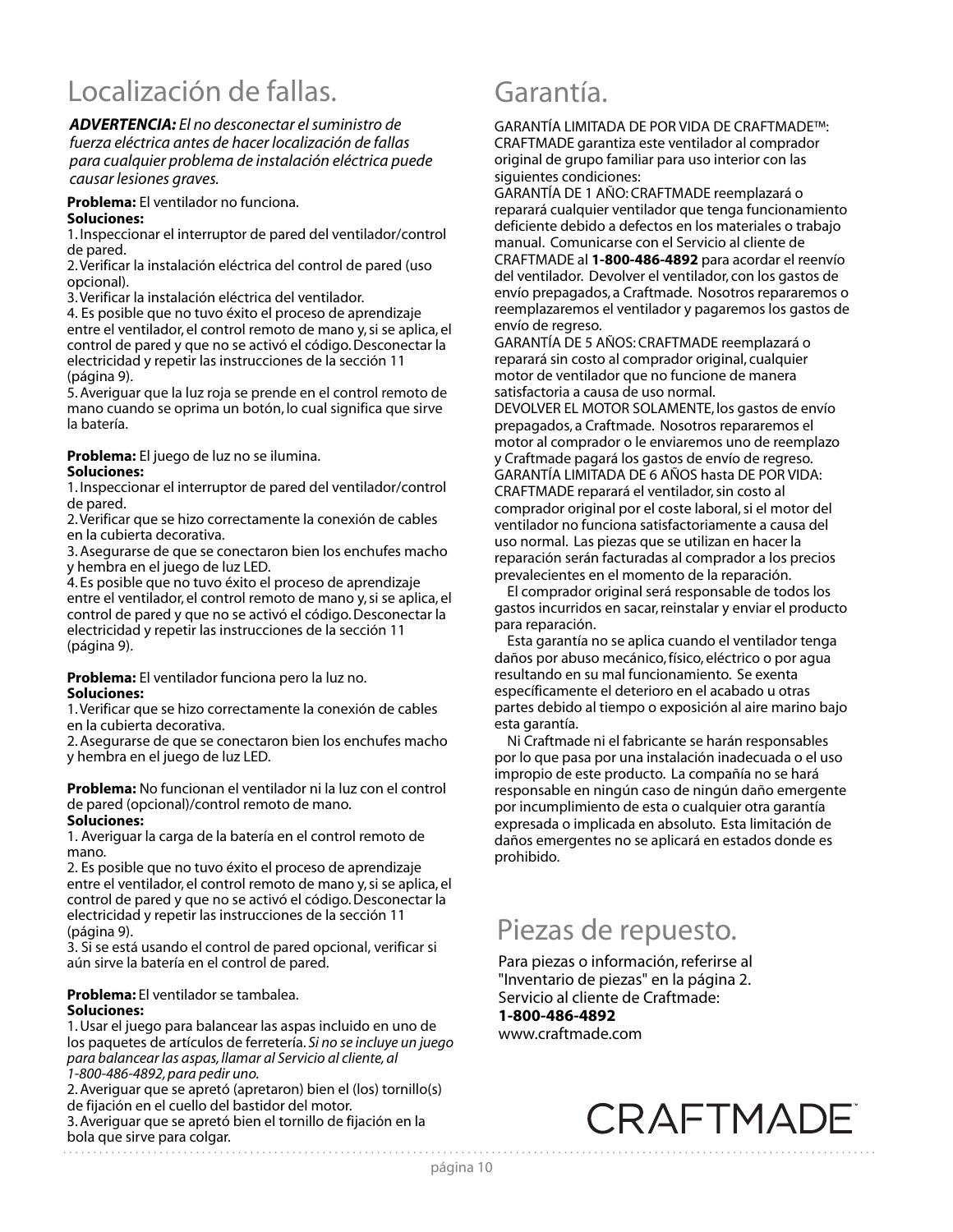# Localización de fallas.

***ADVERTENCIA:*** *El no desconectar el suministro de fuerza eléctrica antes de hacer localización de fallas para cualquier problema de instalación eléctrica puede causar lesiones graves.*

**Problema:** El ventilador no funciona.
**Soluciones:**
1. Inspeccionar el interruptor de pared del ventilador/control de pared.
2. Verificar la instalación eléctrica del control de pared (uso opcional).
3. Verificar la instalación eléctrica del ventilador.
4. Es posible que no tuvo éxito el proceso de aprendizaje entre el ventilador, el control remoto de mano y, si se aplica, el control de pared y que no se activó el código. Desconectar la electricidad y repetir las instrucciones de la sección 11 (página 9).
5. Averiguar que la luz roja se prende en el control remoto de mano cuando se oprima un botón, lo cual significa que sirve la batería.

**Problema:** El juego de luz no se ilumina.
**Soluciones:**
1. Inspeccionar el interruptor de pared del ventilador/control de pared.
2. Verificar que se hizo correctamente la conexión de cables en la cubierta decorativa.
3. Asegurarse de que se conectaron bien los enchufes macho y hembra en el juego de luz LED.
4. Es posible que no tuvo éxito el proceso de aprendizaje entre el ventilador, el control remoto de mano y, si se aplica, el control de pared y que no se activó el código. Desconectar la electricidad y repetir las instrucciones de la sección 11 (página 9).

**Problema:** El ventilador funciona pero la luz no.
**Soluciones:**
1. Verificar que se hizo correctamente la conexión de cables en la cubierta decorativa.
2. Asegurarse de que se conectaron bien los enchufes macho y hembra en el juego de luz LED.

**Problema:** No funcionan el ventilador ni la luz con el control de pared (opcional)/control remoto de mano.
**Soluciones:**
1. Averiguar la carga de la batería en el control remoto de mano.
2. Es posible que no tuvo éxito el proceso de aprendizaje entre el ventilador, el control remoto de mano y, si se aplica, el control de pared y que no se activó el código. Desconectar la electricidad y repetir las instrucciones de la sección 11 (página 9).
3. Si se está usando el control de pared opcional, verificar si aún sirve la batería en el control de pared.

**Problema:** El ventilador se tambalea.
**Soluciones:**
1. Usar el juego para balancear las aspas incluido en uno de los paquetes de artículos de ferretería. *Si no se incluye un juego para balancear las aspas, llamar al Servicio al cliente, al 1-800-486-4892, para pedir uno.*
2. Averiguar que se apretó (apretaron) bien el (los) tornillo(s) de fijación en el cuello del bastidor del motor.
3. Averiguar que se apretó bien el tornillo de fijación en la bola que sirve para colgar.

# Garantía.

GARANTÍA LIMITADA DE POR VIDA DE CRAFTMADE™: CRAFTMADE garantiza este ventilador al comprador original de grupo familiar para uso interior con las siguientes condiciones:
GARANTÍA DE 1 AÑO: CRAFTMADE reemplazará o reparará cualquier ventilador que tenga funcionamiento deficiente debido a defectos en los materiales o trabajo manual. Comunicarse con el Servicio al cliente de CRAFTMADE al **1-800-486-4892** para acordar el reenvío del ventilador. Devolver el ventilador, con los gastos de envío prepagados, a Craftmade. Nosotros repararemos o reemplazaremos el ventilador y pagaremos los gastos de envío de regreso.
GARANTÍA DE 5 AÑOS: CRAFTMADE reemplazará o reparará sin costo al comprador original, cualquier motor de ventilador que no funcione de manera satisfactoria a causa de uso normal.
DEVOLVER EL MOTOR SOLAMENTE, los gastos de envío prepagados, a Craftmade. Nosotros repararemos el motor al comprador o le enviaremos uno de reemplazo y Craftmade pagará los gastos de envío de regreso.
GARANTÍA LIMITADA DE 6 AÑOS hasta DE POR VIDA: CRAFTMADE reparará el ventilador, sin costo al comprador original por el coste laboral, si el motor del ventilador no funciona satisfactoriamente a causa del uso normal. Las piezas que se utilizan en hacer la reparación serán facturadas al comprador a los precios prevalecientes en el momento de la reparación.

El comprador original será responsable de todos los gastos incurridos en sacar, reinstalar y enviar el producto para reparación.

Esta garantía no se aplica cuando el ventilador tenga daños por abuso mecánico, físico, eléctrico o por agua resultando en su mal funcionamiento. Se exenta específicamente el deterioro en el acabado u otras partes debido al tiempo o exposición al aire marino bajo esta garantía.

Ni Craftmade ni el fabricante se harán responsables por lo que pasa por una instalación inadecuada o el uso impropio de este producto. La compañía no se hará responsable en ningún caso de ningún daño emergente por incumplimiento de esta o cualquier otra garantía expresada o implicada en absoluto. Esta limitación de daños emergentes no se aplicará en estados donde es prohibido.

# Piezas de repuesto.

Para piezas o información, referirse al "Inventario de piezas" en la página 2.
Servicio al cliente de Craftmade:
**1-800-486-4892**
www.craftmade.com

CRAFTMADE™